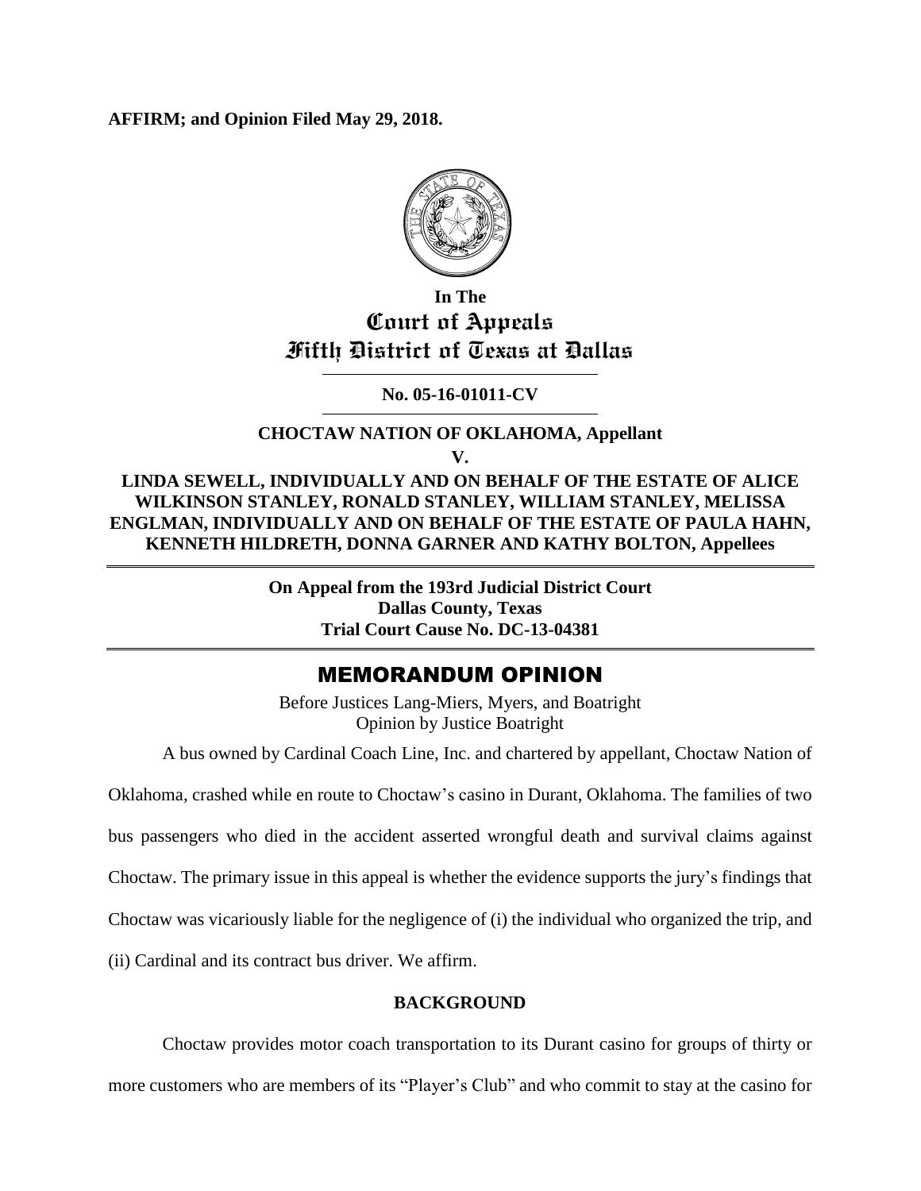**AFFIRM; and Opinion Filed May 29, 2018.**

In The
# Court of Appeals
## Fifth District of Texas at Dallas

**No. 05-16-01011-CV**

**CHOCTAW NATION OF OKLAHOMA, Appellant**

**V.**

**LINDA SEWELL, INDIVIDUALLY AND ON BEHALF OF THE ESTATE OF ALICE WILKINSON STANLEY, RONALD STANLEY, WILLIAM STANLEY, MELISSA ENGLMAN, INDIVIDUALLY AND ON BEHALF OF THE ESTATE OF PAULA HAHN, KENNETH HILDRETH, DONNA GARNER AND KATHY BOLTON, Appellees**

**On Appeal from the 193rd Judicial District Court**
**Dallas County, Texas**
**Trial Court Cause No. DC-13-04381**

## MEMORANDUM OPINION

Before Justices Lang-Miers, Myers, and Boatright
Opinion by Justice Boatright

A bus owned by Cardinal Coach Line, Inc. and chartered by appellant, Choctaw Nation of Oklahoma, crashed while en route to Choctaw's casino in Durant, Oklahoma. The families of two bus passengers who died in the accident asserted wrongful death and survival claims against Choctaw. The primary issue in this appeal is whether the evidence supports the jury's findings that Choctaw was vicariously liable for the negligence of (i) the individual who organized the trip, and (ii) Cardinal and its contract bus driver. We affirm.

**BACKGROUND**

Choctaw provides motor coach transportation to its Durant casino for groups of thirty or more customers who are members of its "Player's Club" and who commit to stay at the casino for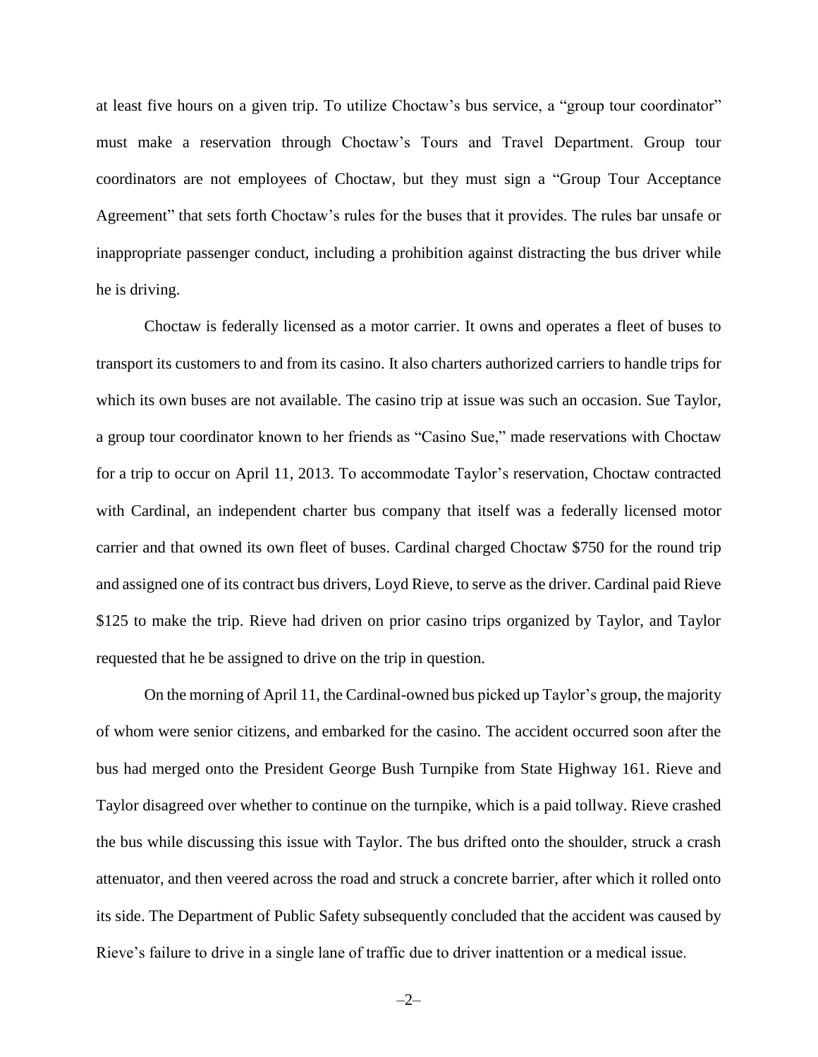at least five hours on a given trip. To utilize Choctaw's bus service, a "group tour coordinator" must make a reservation through Choctaw's Tours and Travel Department. Group tour coordinators are not employees of Choctaw, but they must sign a "Group Tour Acceptance Agreement" that sets forth Choctaw's rules for the buses that it provides. The rules bar unsafe or inappropriate passenger conduct, including a prohibition against distracting the bus driver while he is driving.

Choctaw is federally licensed as a motor carrier. It owns and operates a fleet of buses to transport its customers to and from its casino. It also charters authorized carriers to handle trips for which its own buses are not available. The casino trip at issue was such an occasion. Sue Taylor, a group tour coordinator known to her friends as "Casino Sue," made reservations with Choctaw for a trip to occur on April 11, 2013. To accommodate Taylor's reservation, Choctaw contracted with Cardinal, an independent charter bus company that itself was a federally licensed motor carrier and that owned its own fleet of buses. Cardinal charged Choctaw $750 for the round trip and assigned one of its contract bus drivers, Loyd Rieve, to serve as the driver. Cardinal paid Rieve $125 to make the trip. Rieve had driven on prior casino trips organized by Taylor, and Taylor requested that he be assigned to drive on the trip in question.

On the morning of April 11, the Cardinal-owned bus picked up Taylor's group, the majority of whom were senior citizens, and embarked for the casino. The accident occurred soon after the bus had merged onto the President George Bush Turnpike from State Highway 161. Rieve and Taylor disagreed over whether to continue on the turnpike, which is a paid tollway. Rieve crashed the bus while discussing this issue with Taylor. The bus drifted onto the shoulder, struck a crash attenuator, and then veered across the road and struck a concrete barrier, after which it rolled onto its side. The Department of Public Safety subsequently concluded that the accident was caused by Rieve's failure to drive in a single lane of traffic due to driver inattention or a medical issue.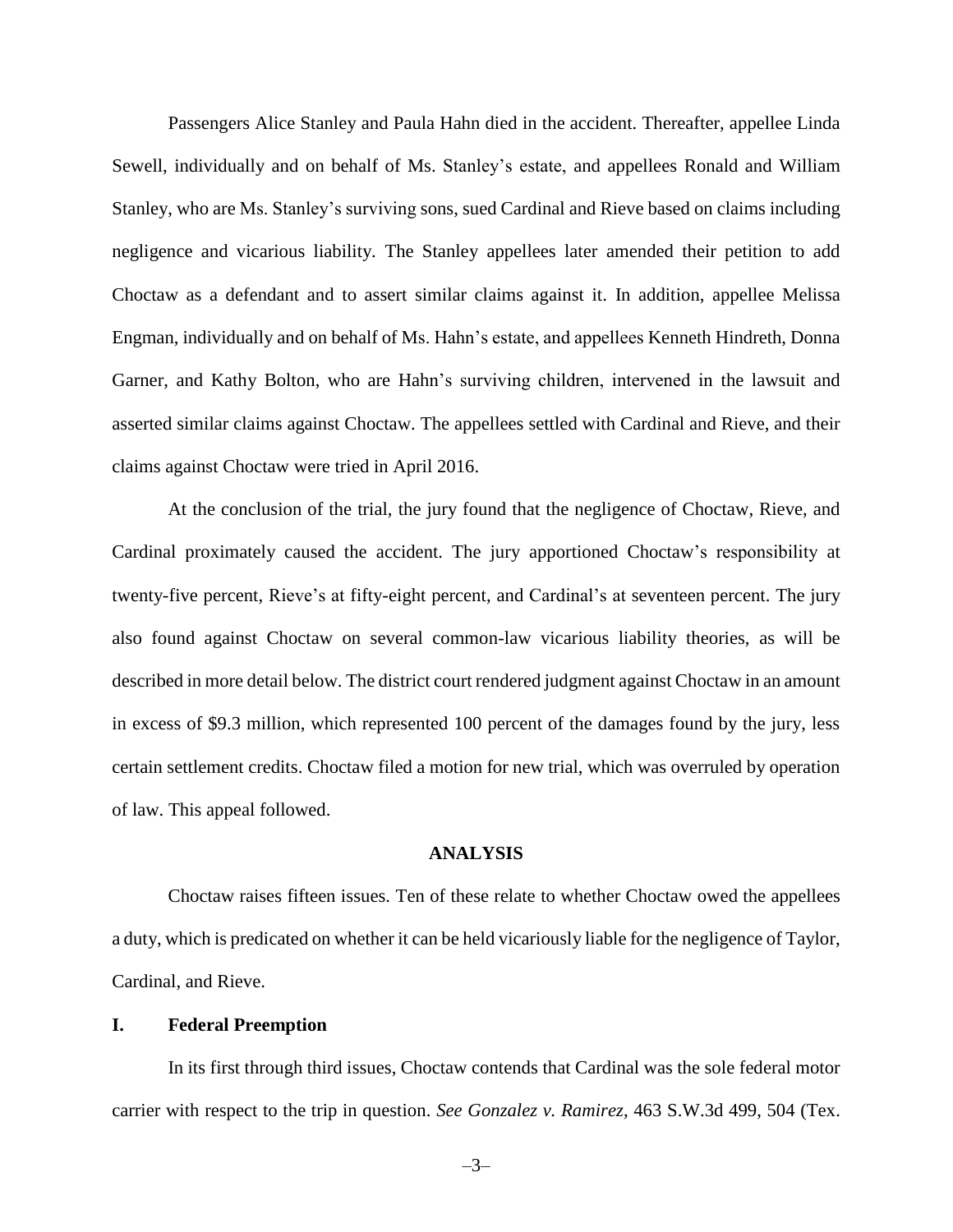Passengers Alice Stanley and Paula Hahn died in the accident. Thereafter, appellee Linda Sewell, individually and on behalf of Ms. Stanley's estate, and appellees Ronald and William Stanley, who are Ms. Stanley's surviving sons, sued Cardinal and Rieve based on claims including negligence and vicarious liability. The Stanley appellees later amended their petition to add Choctaw as a defendant and to assert similar claims against it. In addition, appellee Melissa Engman, individually and on behalf of Ms. Hahn's estate, and appellees Kenneth Hindreth, Donna Garner, and Kathy Bolton, who are Hahn's surviving children, intervened in the lawsuit and asserted similar claims against Choctaw. The appellees settled with Cardinal and Rieve, and their claims against Choctaw were tried in April 2016.

At the conclusion of the trial, the jury found that the negligence of Choctaw, Rieve, and Cardinal proximately caused the accident. The jury apportioned Choctaw's responsibility at twenty-five percent, Rieve's at fifty-eight percent, and Cardinal's at seventeen percent. The jury also found against Choctaw on several common-law vicarious liability theories, as will be described in more detail below. The district court rendered judgment against Choctaw in an amount in excess of \$9.3 million, which represented 100 percent of the damages found by the jury, less certain settlement credits. Choctaw filed a motion for new trial, which was overruled by operation of law. This appeal followed.

## ANALYSIS

Choctaw raises fifteen issues. Ten of these relate to whether Choctaw owed the appellees a duty, which is predicated on whether it can be held vicariously liable for the negligence of Taylor, Cardinal, and Rieve.

### I. Federal Preemption

In its first through third issues, Choctaw contends that Cardinal was the sole federal motor carrier with respect to the trip in question. *See Gonzalez v. Ramirez*, 463 S.W.3d 499, 504 (Tex.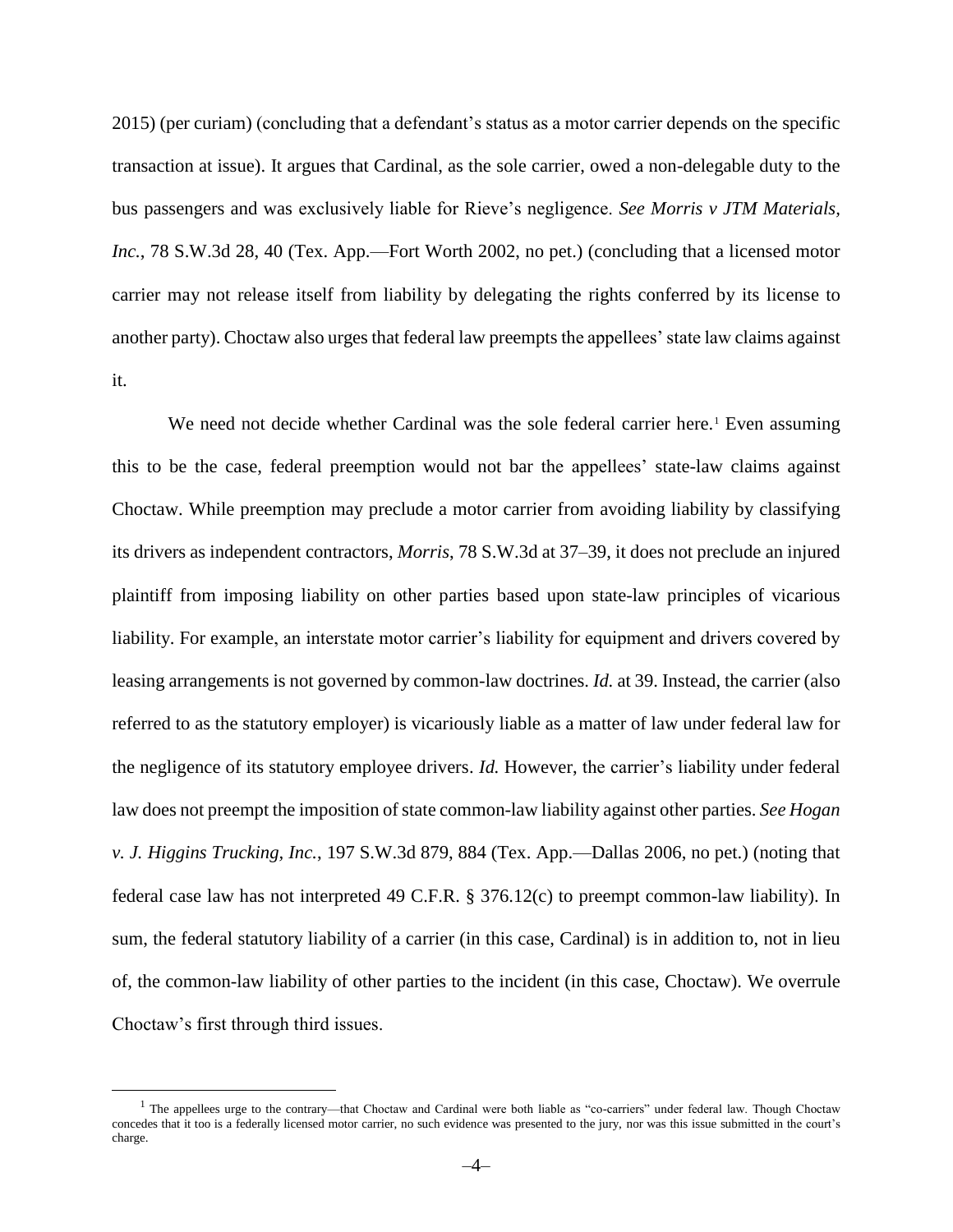2015) (per curiam) (concluding that a defendant's status as a motor carrier depends on the specific transaction at issue). It argues that Cardinal, as the sole carrier, owed a non-delegable duty to the bus passengers and was exclusively liable for Rieve's negligence. *See Morris v JTM Materials, Inc.*, 78 S.W.3d 28, 40 (Tex. App.—Fort Worth 2002, no pet.) (concluding that a licensed motor carrier may not release itself from liability by delegating the rights conferred by its license to another party). Choctaw also urges that federal law preempts the appellees' state law claims against it.

We need not decide whether Cardinal was the sole federal carrier here.[1] Even assuming this to be the case, federal preemption would not bar the appellees' state-law claims against Choctaw. While preemption may preclude a motor carrier from avoiding liability by classifying its drivers as independent contractors, *Morris*, 78 S.W.3d at 37–39, it does not preclude an injured plaintiff from imposing liability on other parties based upon state-law principles of vicarious liability. For example, an interstate motor carrier's liability for equipment and drivers covered by leasing arrangements is not governed by common-law doctrines. *Id.* at 39. Instead, the carrier (also referred to as the statutory employer) is vicariously liable as a matter of law under federal law for the negligence of its statutory employee drivers. *Id.* However, the carrier's liability under federal law does not preempt the imposition of state common-law liability against other parties. *See Hogan v. J. Higgins Trucking, Inc.*, 197 S.W.3d 879, 884 (Tex. App.—Dallas 2006, no pet.) (noting that federal case law has not interpreted 49 C.F.R. § 376.12(c) to preempt common-law liability). In sum, the federal statutory liability of a carrier (in this case, Cardinal) is in addition to, not in lieu of, the common-law liability of other parties to the incident (in this case, Choctaw). We overrule Choctaw's first through third issues.

---

[1] The appellees urge to the contrary—that Choctaw and Cardinal were both liable as "co-carriers" under federal law. Though Choctaw concedes that it too is a federally licensed motor carrier, no such evidence was presented to the jury, nor was this issue submitted in the court's charge.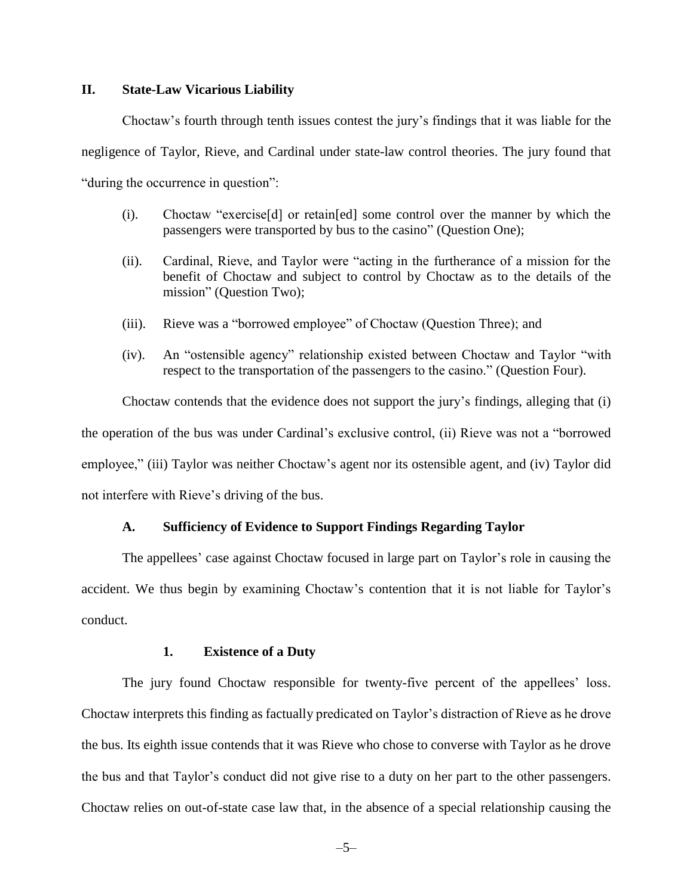## II. State-Law Vicarious Liability

Choctaw's fourth through tenth issues contest the jury's findings that it was liable for the negligence of Taylor, Rieve, and Cardinal under state-law control theories. The jury found that "during the occurrence in question":

(i). Choctaw "exercise[d] or retain[ed] some control over the manner by which the passengers were transported by bus to the casino" (Question One);

(ii). Cardinal, Rieve, and Taylor were "acting in the furtherance of a mission for the benefit of Choctaw and subject to control by Choctaw as to the details of the mission" (Question Two);

(iii). Rieve was a "borrowed employee" of Choctaw (Question Three); and

(iv). An "ostensible agency" relationship existed between Choctaw and Taylor "with respect to the transportation of the passengers to the casino." (Question Four).

Choctaw contends that the evidence does not support the jury's findings, alleging that (i) the operation of the bus was under Cardinal's exclusive control, (ii) Rieve was not a "borrowed employee," (iii) Taylor was neither Choctaw's agent nor its ostensible agent, and (iv) Taylor did not interfere with Rieve's driving of the bus.

### A. Sufficiency of Evidence to Support Findings Regarding Taylor

The appellees' case against Choctaw focused in large part on Taylor's role in causing the accident. We thus begin by examining Choctaw's contention that it is not liable for Taylor's conduct.

#### 1. Existence of a Duty

The jury found Choctaw responsible for twenty-five percent of the appellees' loss. Choctaw interprets this finding as factually predicated on Taylor's distraction of Rieve as he drove the bus. Its eighth issue contends that it was Rieve who chose to converse with Taylor as he drove the bus and that Taylor's conduct did not give rise to a duty on her part to the other passengers. Choctaw relies on out-of-state case law that, in the absence of a special relationship causing the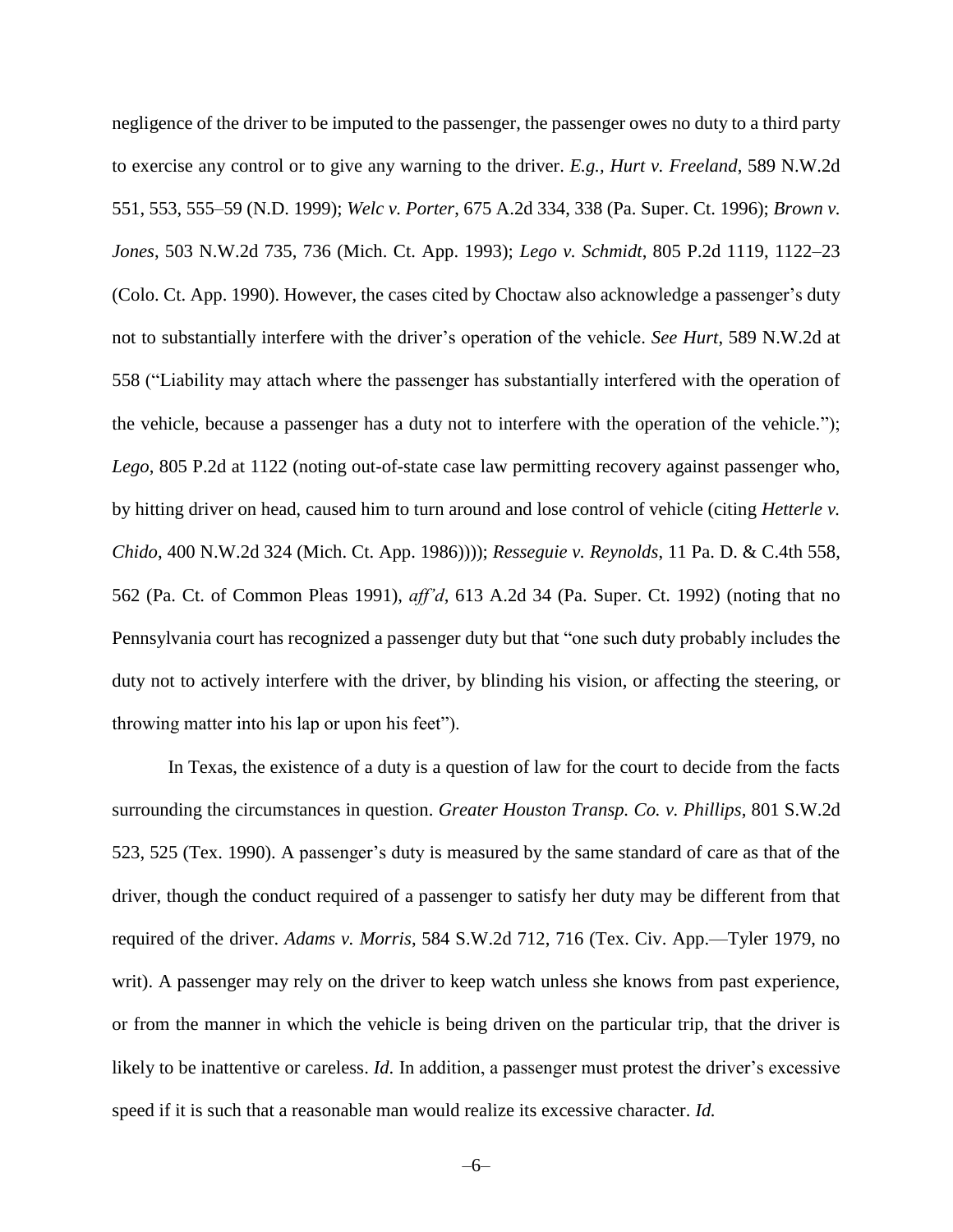negligence of the driver to be imputed to the passenger, the passenger owes no duty to a third party to exercise any control or to give any warning to the driver. *E.g.*, *Hurt v. Freeland*, 589 N.W.2d 551, 553, 555–59 (N.D. 1999); *Welc v. Porter*, 675 A.2d 334, 338 (Pa. Super. Ct. 1996); *Brown v. Jones*, 503 N.W.2d 735, 736 (Mich. Ct. App. 1993); *Lego v. Schmidt*, 805 P.2d 1119, 1122–23 (Colo. Ct. App. 1990). However, the cases cited by Choctaw also acknowledge a passenger's duty not to substantially interfere with the driver's operation of the vehicle. *See Hurt*, 589 N.W.2d at 558 ("Liability may attach where the passenger has substantially interfered with the operation of the vehicle, because a passenger has a duty not to interfere with the operation of the vehicle."); *Lego*, 805 P.2d at 1122 (noting out-of-state case law permitting recovery against passenger who, by hitting driver on head, caused him to turn around and lose control of vehicle (citing *Hetterle v. Chido*, 400 N.W.2d 324 (Mich. Ct. App. 1986)))); *Resseguie v. Reynolds*, 11 Pa. D. & C.4th 558, 562 (Pa. Ct. of Common Pleas 1991), *aff'd*, 613 A.2d 34 (Pa. Super. Ct. 1992) (noting that no Pennsylvania court has recognized a passenger duty but that "one such duty probably includes the duty not to actively interfere with the driver, by blinding his vision, or affecting the steering, or throwing matter into his lap or upon his feet").

In Texas, the existence of a duty is a question of law for the court to decide from the facts surrounding the circumstances in question. *Greater Houston Transp. Co. v. Phillips*, 801 S.W.2d 523, 525 (Tex. 1990). A passenger's duty is measured by the same standard of care as that of the driver, though the conduct required of a passenger to satisfy her duty may be different from that required of the driver. *Adams v. Morris*, 584 S.W.2d 712, 716 (Tex. Civ. App.—Tyler 1979, no writ). A passenger may rely on the driver to keep watch unless she knows from past experience, or from the manner in which the vehicle is being driven on the particular trip, that the driver is likely to be inattentive or careless. *Id.* In addition, a passenger must protest the driver's excessive speed if it is such that a reasonable man would realize its excessive character. *Id.*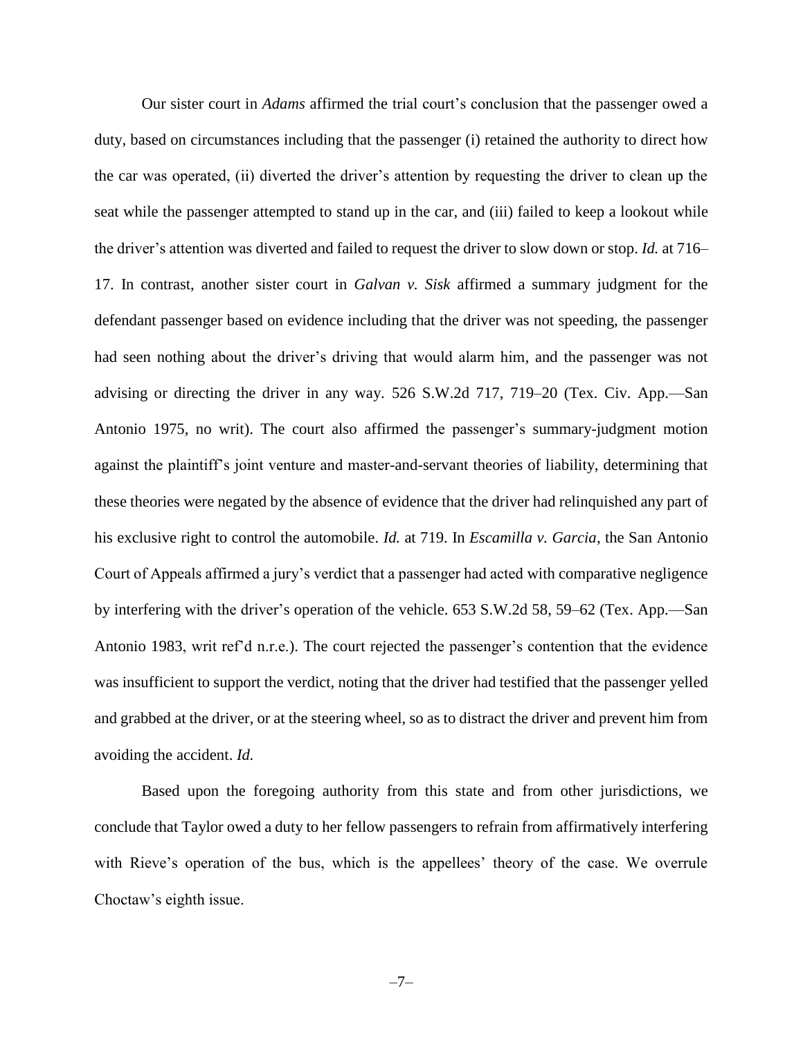Our sister court in *Adams* affirmed the trial court's conclusion that the passenger owed a duty, based on circumstances including that the passenger (i) retained the authority to direct how the car was operated, (ii) diverted the driver's attention by requesting the driver to clean up the seat while the passenger attempted to stand up in the car, and (iii) failed to keep a lookout while the driver's attention was diverted and failed to request the driver to slow down or stop. *Id.* at 716–17. In contrast, another sister court in *Galvan v. Sisk* affirmed a summary judgment for the defendant passenger based on evidence including that the driver was not speeding, the passenger had seen nothing about the driver's driving that would alarm him, and the passenger was not advising or directing the driver in any way. 526 S.W.2d 717, 719–20 (Tex. Civ. App.—San Antonio 1975, no writ). The court also affirmed the passenger's summary-judgment motion against the plaintiff's joint venture and master-and-servant theories of liability, determining that these theories were negated by the absence of evidence that the driver had relinquished any part of his exclusive right to control the automobile. *Id.* at 719. In *Escamilla v. Garcia*, the San Antonio Court of Appeals affirmed a jury's verdict that a passenger had acted with comparative negligence by interfering with the driver's operation of the vehicle. 653 S.W.2d 58, 59–62 (Tex. App.—San Antonio 1983, writ ref'd n.r.e.). The court rejected the passenger's contention that the evidence was insufficient to support the verdict, noting that the driver had testified that the passenger yelled and grabbed at the driver, or at the steering wheel, so as to distract the driver and prevent him from avoiding the accident. *Id.*

Based upon the foregoing authority from this state and from other jurisdictions, we conclude that Taylor owed a duty to her fellow passengers to refrain from affirmatively interfering with Rieve's operation of the bus, which is the appellees' theory of the case. We overrule Choctaw's eighth issue.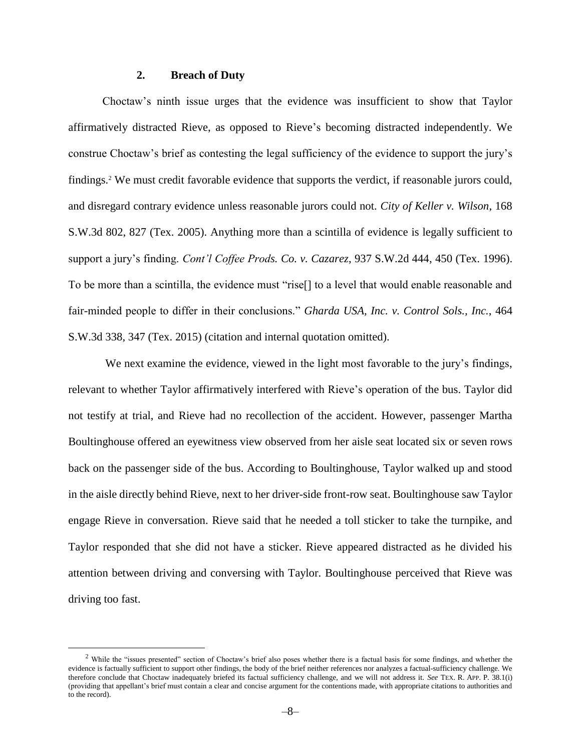### 2. Breach of Duty

Choctaw's ninth issue urges that the evidence was insufficient to show that Taylor affirmatively distracted Rieve, as opposed to Rieve's becoming distracted independently. We construe Choctaw's brief as contesting the legal sufficiency of the evidence to support the jury's findings.[2] We must credit favorable evidence that supports the verdict, if reasonable jurors could, and disregard contrary evidence unless reasonable jurors could not. *City of Keller v. Wilson*, 168 S.W.3d 802, 827 (Tex. 2005). Anything more than a scintilla of evidence is legally sufficient to support a jury's finding. *Cont'l Coffee Prods. Co. v. Cazarez*, 937 S.W.2d 444, 450 (Tex. 1996). To be more than a scintilla, the evidence must "rise[] to a level that would enable reasonable and fair-minded people to differ in their conclusions." *Gharda USA, Inc. v. Control Sols., Inc.*, 464 S.W.3d 338, 347 (Tex. 2015) (citation and internal quotation omitted).

We next examine the evidence, viewed in the light most favorable to the jury's findings, relevant to whether Taylor affirmatively interfered with Rieve's operation of the bus. Taylor did not testify at trial, and Rieve had no recollection of the accident. However, passenger Martha Boultinghouse offered an eyewitness view observed from her aisle seat located six or seven rows back on the passenger side of the bus. According to Boultinghouse, Taylor walked up and stood in the aisle directly behind Rieve, next to her driver-side front-row seat. Boultinghouse saw Taylor engage Rieve in conversation. Rieve said that he needed a toll sticker to take the turnpike, and Taylor responded that she did not have a sticker. Rieve appeared distracted as he divided his attention between driving and conversing with Taylor. Boultinghouse perceived that Rieve was driving too fast.

[2] While the "issues presented" section of Choctaw's brief also poses whether there is a factual basis for some findings, and whether the evidence is factually sufficient to support other findings, the body of the brief neither references nor analyzes a factual-sufficiency challenge. We therefore conclude that Choctaw inadequately briefed its factual sufficiency challenge, and we will not address it. *See* TEX. R. APP. P. 38.1(i) (providing that appellant's brief must contain a clear and concise argument for the contentions made, with appropriate citations to authorities and to the record).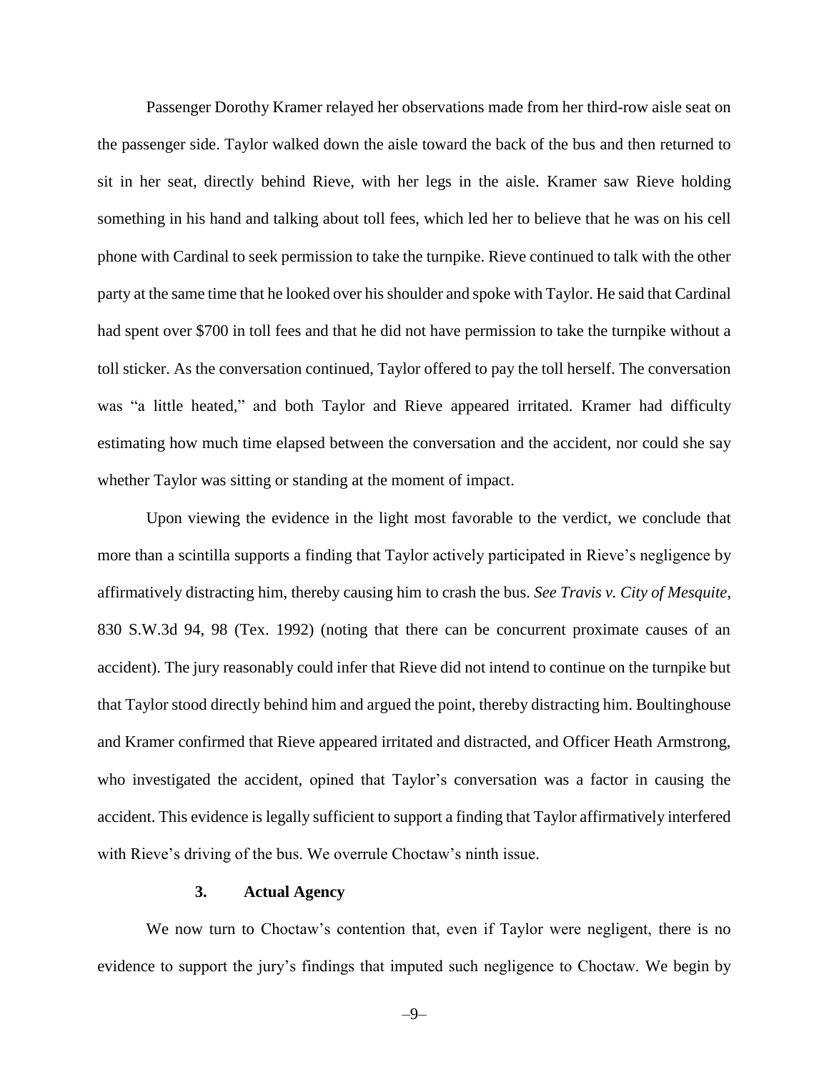Passenger Dorothy Kramer relayed her observations made from her third-row aisle seat on the passenger side. Taylor walked down the aisle toward the back of the bus and then returned to sit in her seat, directly behind Rieve, with her legs in the aisle. Kramer saw Rieve holding something in his hand and talking about toll fees, which led her to believe that he was on his cell phone with Cardinal to seek permission to take the turnpike. Rieve continued to talk with the other party at the same time that he looked over his shoulder and spoke with Taylor. He said that Cardinal had spent over $700 in toll fees and that he did not have permission to take the turnpike without a toll sticker. As the conversation continued, Taylor offered to pay the toll herself. The conversation was "a little heated," and both Taylor and Rieve appeared irritated. Kramer had difficulty estimating how much time elapsed between the conversation and the accident, nor could she say whether Taylor was sitting or standing at the moment of impact.

Upon viewing the evidence in the light most favorable to the verdict, we conclude that more than a scintilla supports a finding that Taylor actively participated in Rieve's negligence by affirmatively distracting him, thereby causing him to crash the bus. *See Travis v. City of Mesquite*, 830 S.W.3d 94, 98 (Tex. 1992) (noting that there can be concurrent proximate causes of an accident). The jury reasonably could infer that Rieve did not intend to continue on the turnpike but that Taylor stood directly behind him and argued the point, thereby distracting him. Boultinghouse and Kramer confirmed that Rieve appeared irritated and distracted, and Officer Heath Armstrong, who investigated the accident, opined that Taylor's conversation was a factor in causing the accident. This evidence is legally sufficient to support a finding that Taylor affirmatively interfered with Rieve's driving of the bus. We overrule Choctaw's ninth issue.

### 3. Actual Agency

We now turn to Choctaw's contention that, even if Taylor were negligent, there is no evidence to support the jury's findings that imputed such negligence to Choctaw. We begin by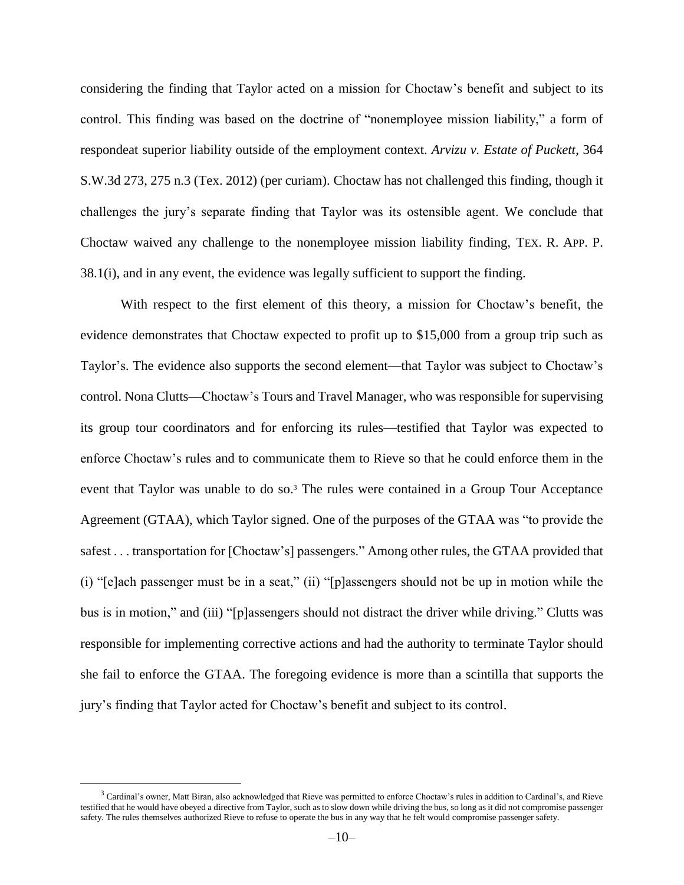considering the finding that Taylor acted on a mission for Choctaw's benefit and subject to its control. This finding was based on the doctrine of "nonemployee mission liability," a form of respondeat superior liability outside of the employment context. *Arvizu v. Estate of Puckett*, 364 S.W.3d 273, 275 n.3 (Tex. 2012) (per curiam). Choctaw has not challenged this finding, though it challenges the jury's separate finding that Taylor was its ostensible agent. We conclude that Choctaw waived any challenge to the nonemployee mission liability finding, TEX. R. APP. P. 38.1(i), and in any event, the evidence was legally sufficient to support the finding.

With respect to the first element of this theory, a mission for Choctaw's benefit, the evidence demonstrates that Choctaw expected to profit up to $15,000 from a group trip such as Taylor's. The evidence also supports the second element—that Taylor was subject to Choctaw's control. Nona Clutts—Choctaw's Tours and Travel Manager, who was responsible for supervising its group tour coordinators and for enforcing its rules—testified that Taylor was expected to enforce Choctaw's rules and to communicate them to Rieve so that he could enforce them in the event that Taylor was unable to do so.[3] The rules were contained in a Group Tour Acceptance Agreement (GTAA), which Taylor signed. One of the purposes of the GTAA was "to provide the safest . . . transportation for [Choctaw's] passengers." Among other rules, the GTAA provided that (i) "[e]ach passenger must be in a seat," (ii) "[p]assengers should not be up in motion while the bus is in motion," and (iii) "[p]assengers should not distract the driver while driving." Clutts was responsible for implementing corrective actions and had the authority to terminate Taylor should she fail to enforce the GTAA. The foregoing evidence is more than a scintilla that supports the jury's finding that Taylor acted for Choctaw's benefit and subject to its control.

---

[3] Cardinal's owner, Matt Biran, also acknowledged that Rieve was permitted to enforce Choctaw's rules in addition to Cardinal's, and Rieve testified that he would have obeyed a directive from Taylor, such as to slow down while driving the bus, so long as it did not compromise passenger safety. The rules themselves authorized Rieve to refuse to operate the bus in any way that he felt would compromise passenger safety.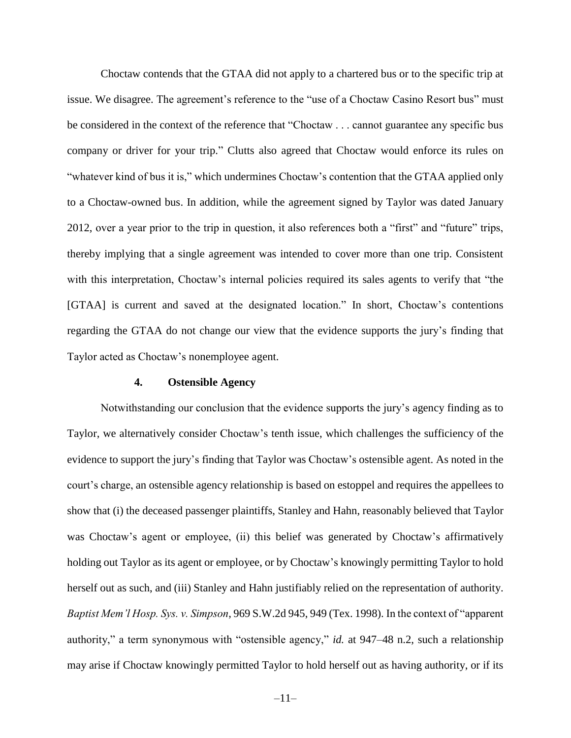Choctaw contends that the GTAA did not apply to a chartered bus or to the specific trip at issue. We disagree. The agreement's reference to the "use of a Choctaw Casino Resort bus" must be considered in the context of the reference that "Choctaw . . . cannot guarantee any specific bus company or driver for your trip." Clutts also agreed that Choctaw would enforce its rules on "whatever kind of bus it is," which undermines Choctaw's contention that the GTAA applied only to a Choctaw-owned bus. In addition, while the agreement signed by Taylor was dated January 2012, over a year prior to the trip in question, it also references both a "first" and "future" trips, thereby implying that a single agreement was intended to cover more than one trip. Consistent with this interpretation, Choctaw's internal policies required its sales agents to verify that "the [GTAA] is current and saved at the designated location." In short, Choctaw's contentions regarding the GTAA do not change our view that the evidence supports the jury's finding that Taylor acted as Choctaw's nonemployee agent.

### 4. Ostensible Agency

Notwithstanding our conclusion that the evidence supports the jury's agency finding as to Taylor, we alternatively consider Choctaw's tenth issue, which challenges the sufficiency of the evidence to support the jury's finding that Taylor was Choctaw's ostensible agent. As noted in the court's charge, an ostensible agency relationship is based on estoppel and requires the appellees to show that (i) the deceased passenger plaintiffs, Stanley and Hahn, reasonably believed that Taylor was Choctaw's agent or employee, (ii) this belief was generated by Choctaw's affirmatively holding out Taylor as its agent or employee, or by Choctaw's knowingly permitting Taylor to hold herself out as such, and (iii) Stanley and Hahn justifiably relied on the representation of authority. *Baptist Mem'l Hosp. Sys. v. Simpson*, 969 S.W.2d 945, 949 (Tex. 1998). In the context of "apparent authority," a term synonymous with "ostensible agency," *id.* at 947–48 n.2, such a relationship may arise if Choctaw knowingly permitted Taylor to hold herself out as having authority, or if its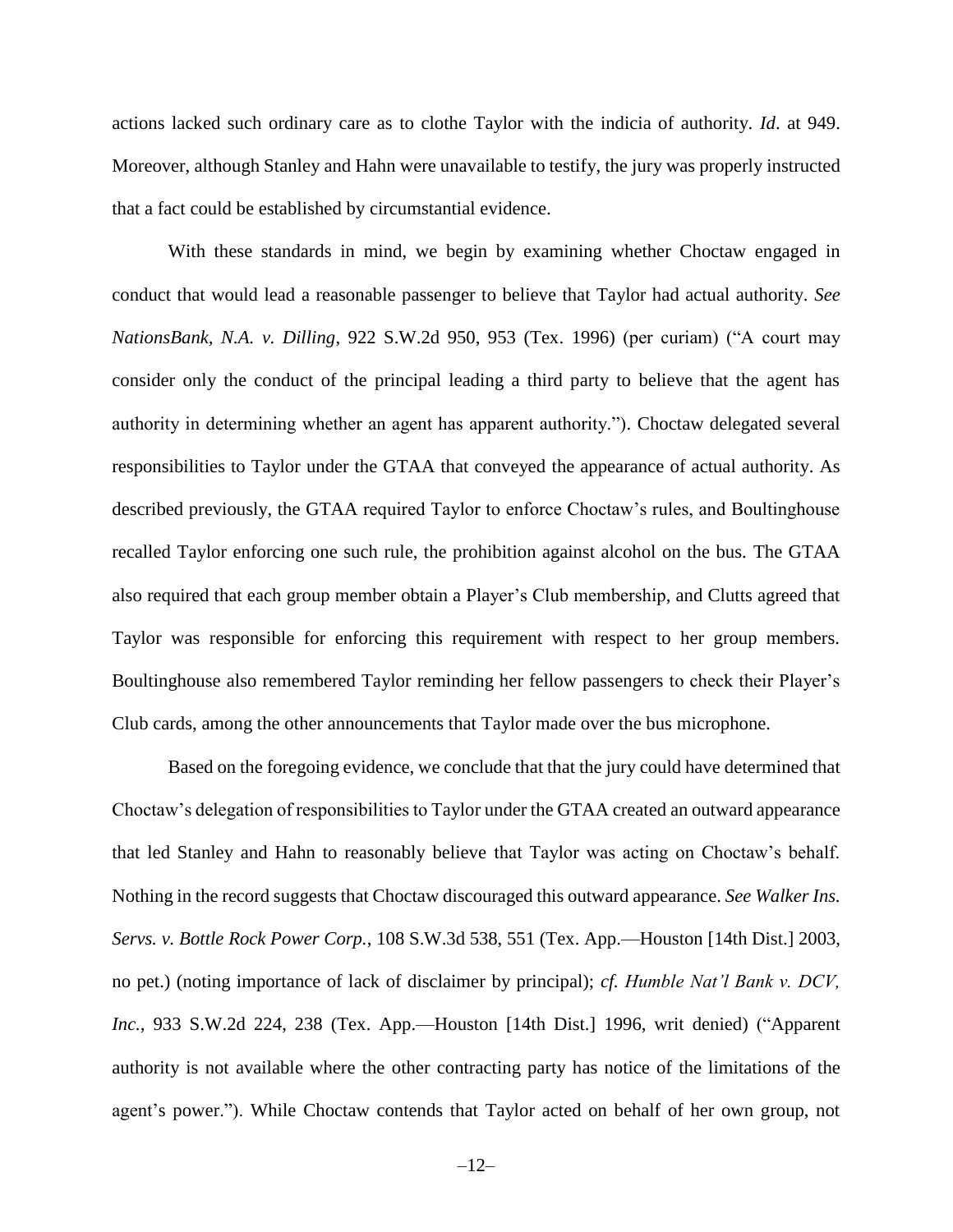actions lacked such ordinary care as to clothe Taylor with the indicia of authority. *Id*. at 949. Moreover, although Stanley and Hahn were unavailable to testify, the jury was properly instructed that a fact could be established by circumstantial evidence.

With these standards in mind, we begin by examining whether Choctaw engaged in conduct that would lead a reasonable passenger to believe that Taylor had actual authority. *See NationsBank, N.A. v. Dilling*, 922 S.W.2d 950, 953 (Tex. 1996) (per curiam) ("A court may consider only the conduct of the principal leading a third party to believe that the agent has authority in determining whether an agent has apparent authority."). Choctaw delegated several responsibilities to Taylor under the GTAA that conveyed the appearance of actual authority. As described previously, the GTAA required Taylor to enforce Choctaw's rules, and Boultinghouse recalled Taylor enforcing one such rule, the prohibition against alcohol on the bus. The GTAA also required that each group member obtain a Player's Club membership, and Clutts agreed that Taylor was responsible for enforcing this requirement with respect to her group members. Boultinghouse also remembered Taylor reminding her fellow passengers to check their Player's Club cards, among the other announcements that Taylor made over the bus microphone.

Based on the foregoing evidence, we conclude that that the jury could have determined that Choctaw's delegation of responsibilities to Taylor under the GTAA created an outward appearance that led Stanley and Hahn to reasonably believe that Taylor was acting on Choctaw's behalf. Nothing in the record suggests that Choctaw discouraged this outward appearance. *See Walker Ins. Servs. v. Bottle Rock Power Corp.*, 108 S.W.3d 538, 551 (Tex. App.—Houston [14th Dist.] 2003, no pet.) (noting importance of lack of disclaimer by principal); *cf. Humble Nat'l Bank v. DCV, Inc.*, 933 S.W.2d 224, 238 (Tex. App.—Houston [14th Dist.] 1996, writ denied) ("Apparent authority is not available where the other contracting party has notice of the limitations of the agent's power."). While Choctaw contends that Taylor acted on behalf of her own group, not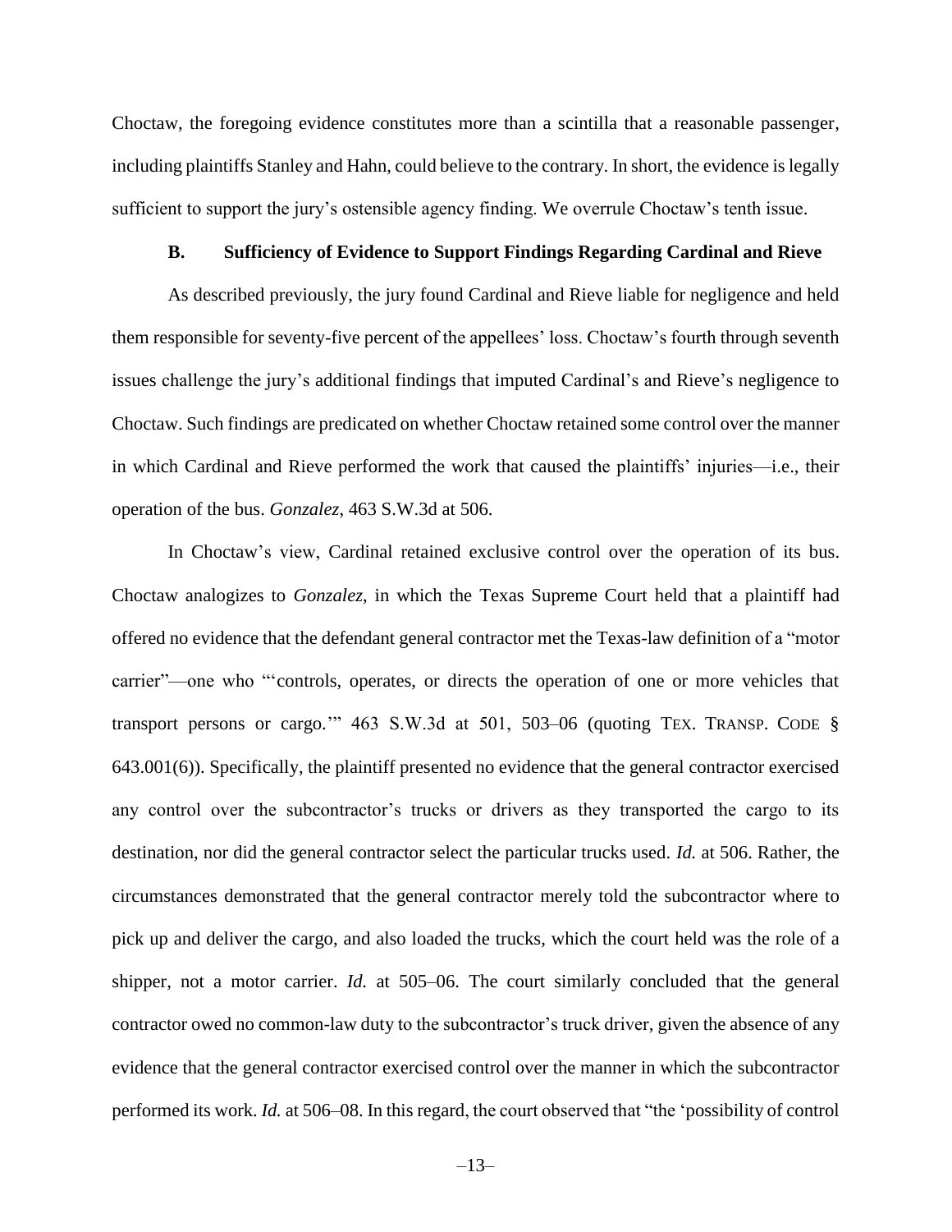Choctaw, the foregoing evidence constitutes more than a scintilla that a reasonable passenger, including plaintiffs Stanley and Hahn, could believe to the contrary. In short, the evidence is legally sufficient to support the jury's ostensible agency finding. We overrule Choctaw's tenth issue.

### B. Sufficiency of Evidence to Support Findings Regarding Cardinal and Rieve

As described previously, the jury found Cardinal and Rieve liable for negligence and held them responsible for seventy-five percent of the appellees' loss. Choctaw's fourth through seventh issues challenge the jury's additional findings that imputed Cardinal's and Rieve's negligence to Choctaw. Such findings are predicated on whether Choctaw retained some control over the manner in which Cardinal and Rieve performed the work that caused the plaintiffs' injuries—i.e., their operation of the bus. *Gonzalez*, 463 S.W.3d at 506.

In Choctaw's view, Cardinal retained exclusive control over the operation of its bus. Choctaw analogizes to *Gonzalez*, in which the Texas Supreme Court held that a plaintiff had offered no evidence that the defendant general contractor met the Texas-law definition of a "motor carrier"—one who "'controls, operates, or directs the operation of one or more vehicles that transport persons or cargo.'" 463 S.W.3d at 501, 503–06 (quoting TEX. TRANSP. CODE § 643.001(6)). Specifically, the plaintiff presented no evidence that the general contractor exercised any control over the subcontractor's trucks or drivers as they transported the cargo to its destination, nor did the general contractor select the particular trucks used. *Id.* at 506. Rather, the circumstances demonstrated that the general contractor merely told the subcontractor where to pick up and deliver the cargo, and also loaded the trucks, which the court held was the role of a shipper, not a motor carrier. *Id.* at 505–06. The court similarly concluded that the general contractor owed no common-law duty to the subcontractor's truck driver, given the absence of any evidence that the general contractor exercised control over the manner in which the subcontractor performed its work. *Id.* at 506–08. In this regard, the court observed that "the 'possibility of control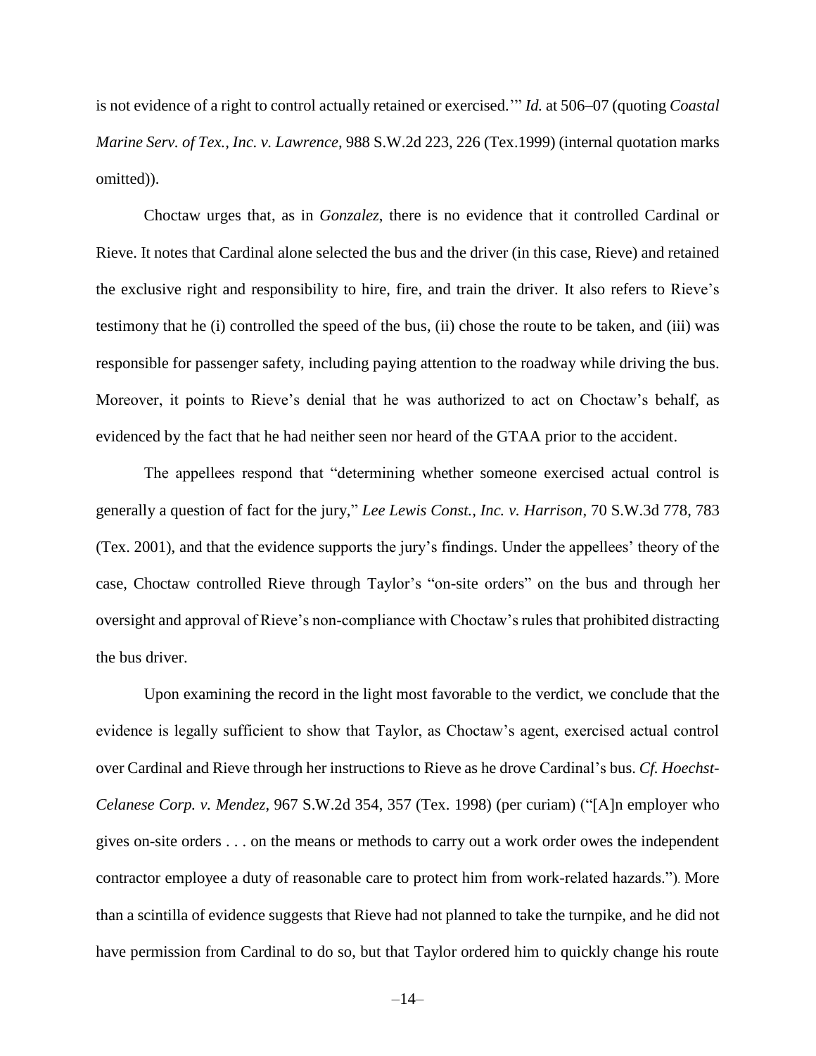is not evidence of a right to control actually retained or exercised.'" *Id.* at 506–07 (quoting *Coastal Marine Serv. of Tex., Inc. v. Lawrence*, 988 S.W.2d 223, 226 (Tex.1999) (internal quotation marks omitted)).

Choctaw urges that, as in *Gonzalez*, there is no evidence that it controlled Cardinal or Rieve. It notes that Cardinal alone selected the bus and the driver (in this case, Rieve) and retained the exclusive right and responsibility to hire, fire, and train the driver. It also refers to Rieve's testimony that he (i) controlled the speed of the bus, (ii) chose the route to be taken, and (iii) was responsible for passenger safety, including paying attention to the roadway while driving the bus. Moreover, it points to Rieve's denial that he was authorized to act on Choctaw's behalf, as evidenced by the fact that he had neither seen nor heard of the GTAA prior to the accident.

The appellees respond that "determining whether someone exercised actual control is generally a question of fact for the jury," *Lee Lewis Const., Inc. v. Harrison*, 70 S.W.3d 778, 783 (Tex. 2001), and that the evidence supports the jury's findings. Under the appellees' theory of the case, Choctaw controlled Rieve through Taylor's "on-site orders" on the bus and through her oversight and approval of Rieve's non-compliance with Choctaw's rules that prohibited distracting the bus driver.

Upon examining the record in the light most favorable to the verdict, we conclude that the evidence is legally sufficient to show that Taylor, as Choctaw's agent, exercised actual control over Cardinal and Rieve through her instructions to Rieve as he drove Cardinal's bus. *Cf. Hoechst-Celanese Corp. v. Mendez*, 967 S.W.2d 354, 357 (Tex. 1998) (per curiam) ("[A]n employer who gives on-site orders . . . on the means or methods to carry out a work order owes the independent contractor employee a duty of reasonable care to protect him from work-related hazards."). More than a scintilla of evidence suggests that Rieve had not planned to take the turnpike, and he did not have permission from Cardinal to do so, but that Taylor ordered him to quickly change his route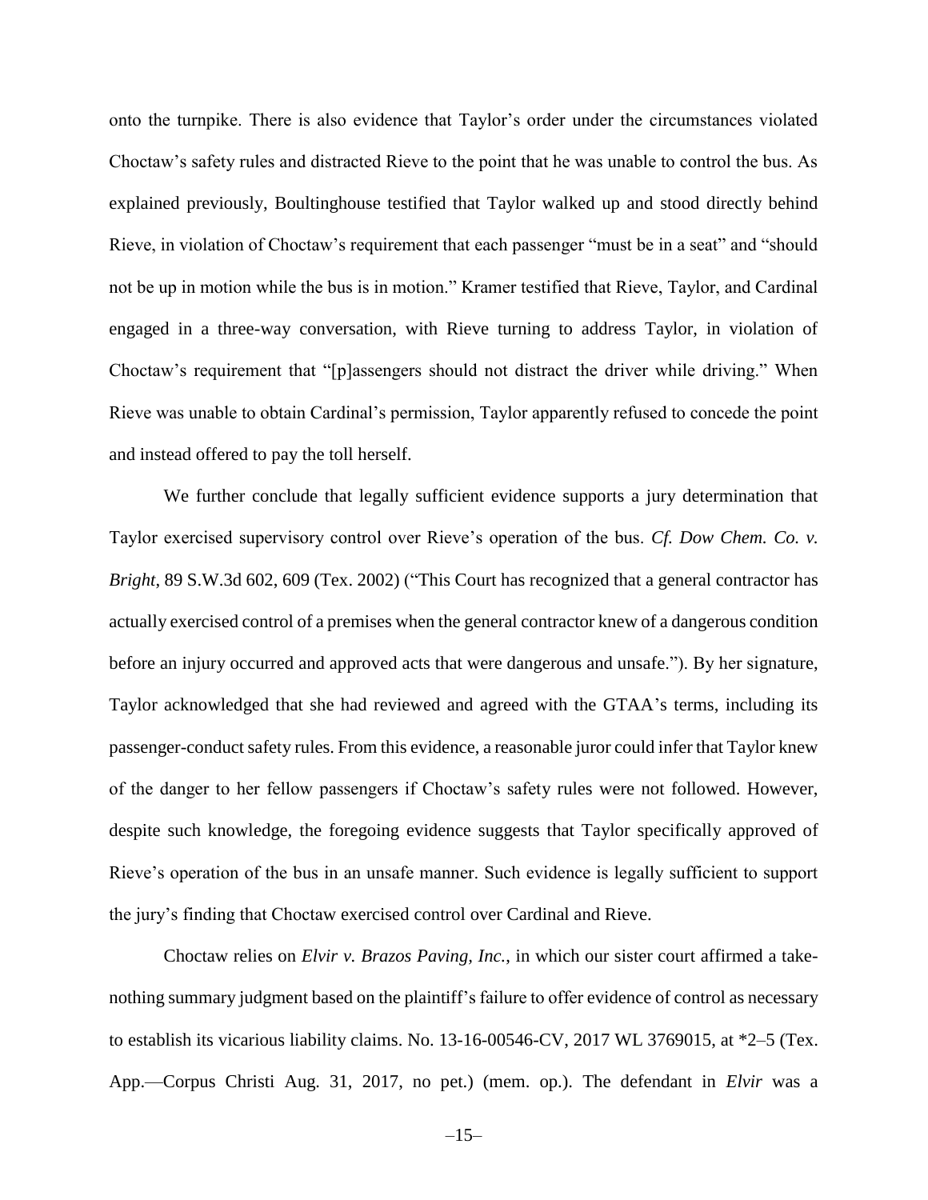onto the turnpike. There is also evidence that Taylor's order under the circumstances violated Choctaw's safety rules and distracted Rieve to the point that he was unable to control the bus. As explained previously, Boultinghouse testified that Taylor walked up and stood directly behind Rieve, in violation of Choctaw's requirement that each passenger "must be in a seat" and "should not be up in motion while the bus is in motion." Kramer testified that Rieve, Taylor, and Cardinal engaged in a three-way conversation, with Rieve turning to address Taylor, in violation of Choctaw's requirement that "[p]assengers should not distract the driver while driving." When Rieve was unable to obtain Cardinal's permission, Taylor apparently refused to concede the point and instead offered to pay the toll herself.

We further conclude that legally sufficient evidence supports a jury determination that Taylor exercised supervisory control over Rieve's operation of the bus. *Cf. Dow Chem. Co. v. Bright*, 89 S.W.3d 602, 609 (Tex. 2002) ("This Court has recognized that a general contractor has actually exercised control of a premises when the general contractor knew of a dangerous condition before an injury occurred and approved acts that were dangerous and unsafe."). By her signature, Taylor acknowledged that she had reviewed and agreed with the GTAA's terms, including its passenger-conduct safety rules. From this evidence, a reasonable juror could infer that Taylor knew of the danger to her fellow passengers if Choctaw's safety rules were not followed. However, despite such knowledge, the foregoing evidence suggests that Taylor specifically approved of Rieve's operation of the bus in an unsafe manner. Such evidence is legally sufficient to support the jury's finding that Choctaw exercised control over Cardinal and Rieve.

Choctaw relies on *Elvir v. Brazos Paving, Inc.*, in which our sister court affirmed a take-nothing summary judgment based on the plaintiff's failure to offer evidence of control as necessary to establish its vicarious liability claims. No. 13-16-00546-CV, 2017 WL 3769015, at *2–5 (Tex. App.—Corpus Christi Aug. 31, 2017, no pet.) (mem. op.). The defendant in *Elvir* was a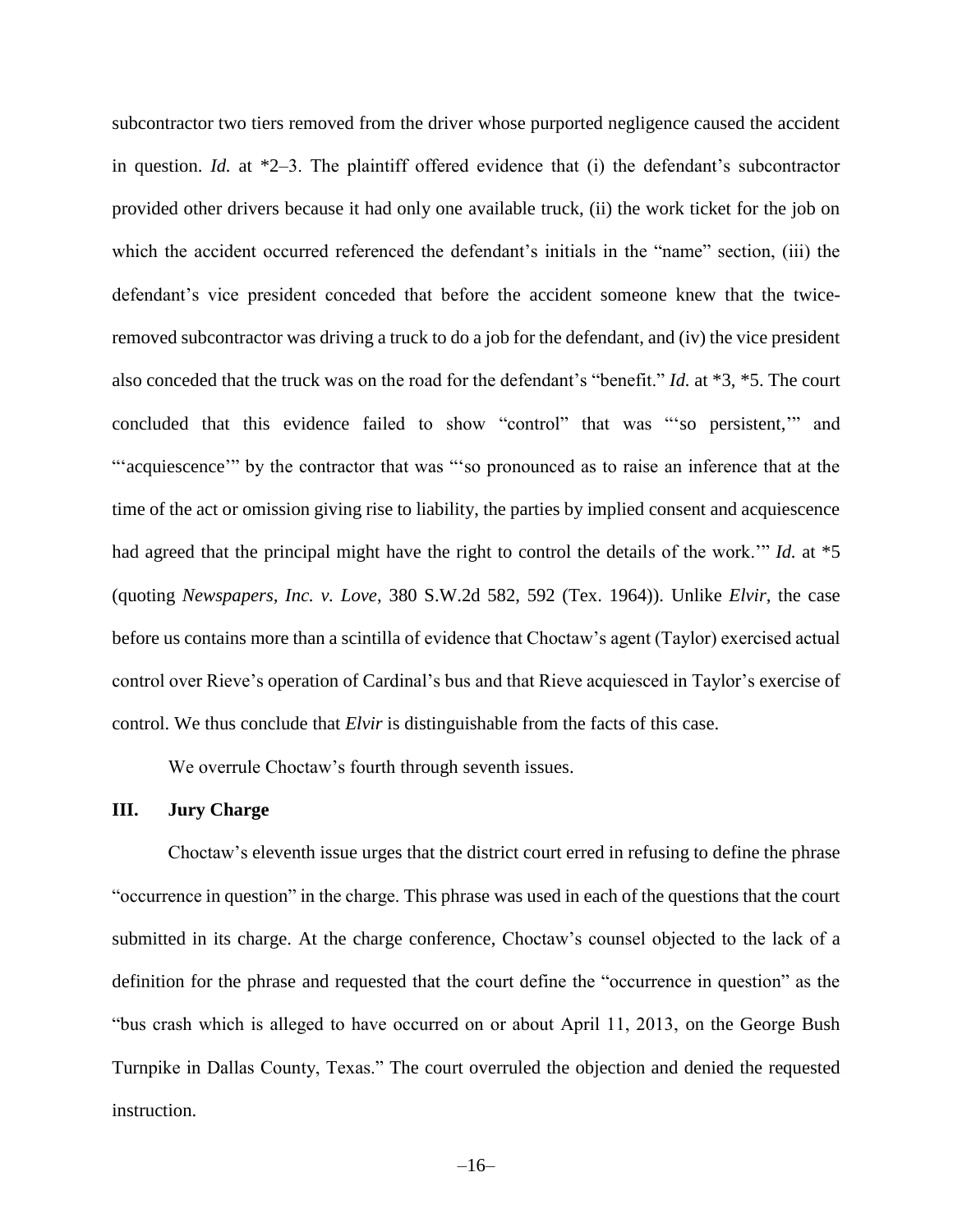subcontractor two tiers removed from the driver whose purported negligence caused the accident in question. *Id.* at *2–3. The plaintiff offered evidence that (i) the defendant's subcontractor provided other drivers because it had only one available truck, (ii) the work ticket for the job on which the accident occurred referenced the defendant's initials in the "name" section, (iii) the defendant's vice president conceded that before the accident someone knew that the twice-removed subcontractor was driving a truck to do a job for the defendant, and (iv) the vice president also conceded that the truck was on the road for the defendant's "benefit." *Id.* at *3, *5. The court concluded that this evidence failed to show "control" that was "'so persistent,'" and "'acquiescence'" by the contractor that was "'so pronounced as to raise an inference that at the time of the act or omission giving rise to liability, the parties by implied consent and acquiescence had agreed that the principal might have the right to control the details of the work.'" *Id.* at *5 (quoting *Newspapers, Inc. v. Love*, 380 S.W.2d 582, 592 (Tex. 1964)). Unlike *Elvir*, the case before us contains more than a scintilla of evidence that Choctaw's agent (Taylor) exercised actual control over Rieve's operation of Cardinal's bus and that Rieve acquiesced in Taylor's exercise of control. We thus conclude that *Elvir* is distinguishable from the facts of this case.

We overrule Choctaw's fourth through seventh issues.

## III. Jury Charge

Choctaw's eleventh issue urges that the district court erred in refusing to define the phrase "occurrence in question" in the charge. This phrase was used in each of the questions that the court submitted in its charge. At the charge conference, Choctaw's counsel objected to the lack of a definition for the phrase and requested that the court define the "occurrence in question" as the "bus crash which is alleged to have occurred on or about April 11, 2013, on the George Bush Turnpike in Dallas County, Texas." The court overruled the objection and denied the requested instruction.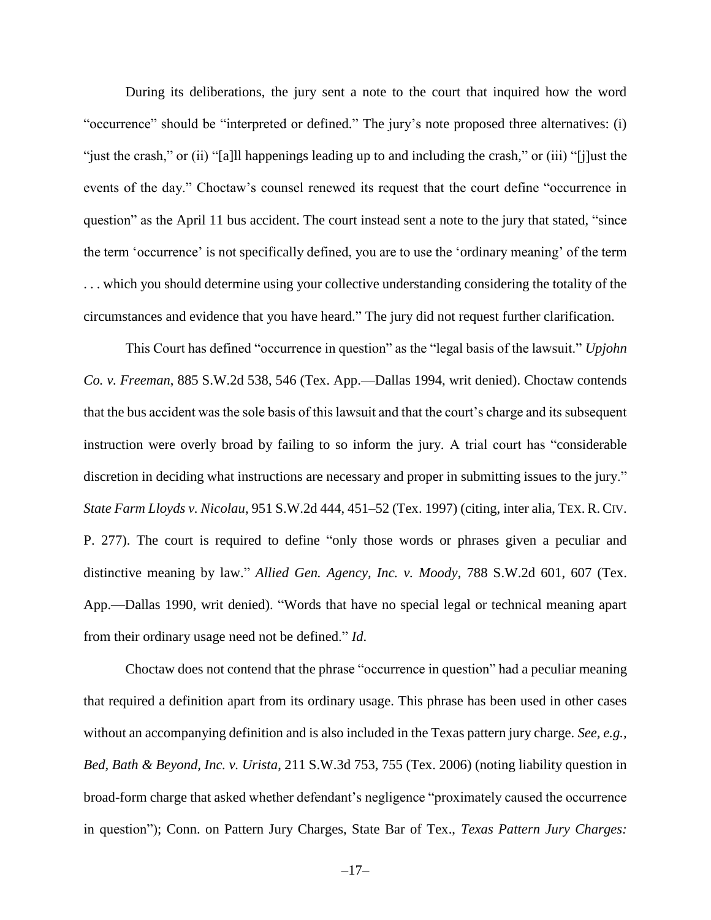During its deliberations, the jury sent a note to the court that inquired how the word "occurrence" should be "interpreted or defined." The jury's note proposed three alternatives: (i) "just the crash," or (ii) "[a]ll happenings leading up to and including the crash," or (iii) "[j]ust the events of the day." Choctaw's counsel renewed its request that the court define "occurrence in question" as the April 11 bus accident. The court instead sent a note to the jury that stated, "since the term 'occurrence' is not specifically defined, you are to use the 'ordinary meaning' of the term . . . which you should determine using your collective understanding considering the totality of the circumstances and evidence that you have heard." The jury did not request further clarification.

This Court has defined "occurrence in question" as the "legal basis of the lawsuit." *Upjohn Co. v. Freeman*, 885 S.W.2d 538, 546 (Tex. App.—Dallas 1994, writ denied). Choctaw contends that the bus accident was the sole basis of this lawsuit and that the court's charge and its subsequent instruction were overly broad by failing to so inform the jury. A trial court has "considerable discretion in deciding what instructions are necessary and proper in submitting issues to the jury." *State Farm Lloyds v. Nicolau*, 951 S.W.2d 444, 451–52 (Tex. 1997) (citing, inter alia, TEX. R. CIV. P. 277). The court is required to define "only those words or phrases given a peculiar and distinctive meaning by law." *Allied Gen. Agency, Inc. v. Moody*, 788 S.W.2d 601, 607 (Tex. App.—Dallas 1990, writ denied). "Words that have no special legal or technical meaning apart from their ordinary usage need not be defined." *Id*.

Choctaw does not contend that the phrase "occurrence in question" had a peculiar meaning that required a definition apart from its ordinary usage. This phrase has been used in other cases without an accompanying definition and is also included in the Texas pattern jury charge. *See, e.g.*, *Bed, Bath & Beyond, Inc. v. Urista*, 211 S.W.3d 753, 755 (Tex. 2006) (noting liability question in broad-form charge that asked whether defendant's negligence "proximately caused the occurrence in question"); Conn. on Pattern Jury Charges, State Bar of Tex., *Texas Pattern Jury Charges:*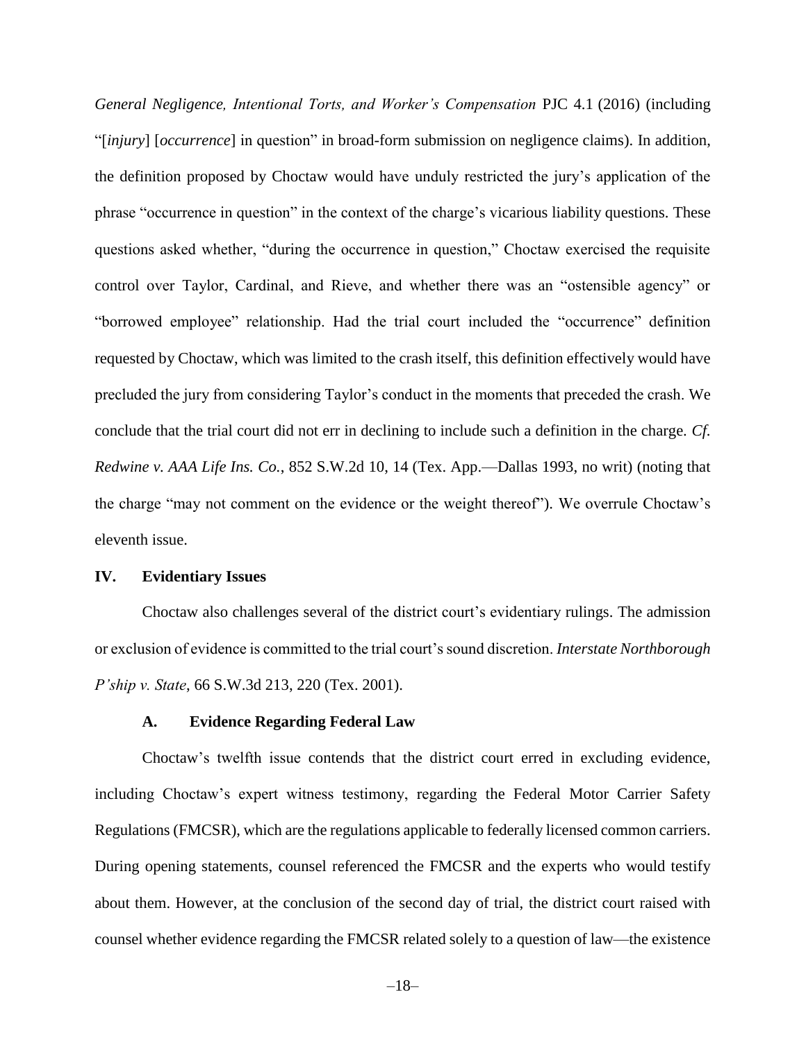*General Negligence, Intentional Torts, and Worker's Compensation* PJC 4.1 (2016) (including "[*injury*] [*occurrence*] in question" in broad-form submission on negligence claims). In addition, the definition proposed by Choctaw would have unduly restricted the jury's application of the phrase "occurrence in question" in the context of the charge's vicarious liability questions. These questions asked whether, "during the occurrence in question," Choctaw exercised the requisite control over Taylor, Cardinal, and Rieve, and whether there was an "ostensible agency" or "borrowed employee" relationship. Had the trial court included the "occurrence" definition requested by Choctaw, which was limited to the crash itself, this definition effectively would have precluded the jury from considering Taylor's conduct in the moments that preceded the crash. We conclude that the trial court did not err in declining to include such a definition in the charge. *Cf. Redwine v. AAA Life Ins. Co.*, 852 S.W.2d 10, 14 (Tex. App.—Dallas 1993, no writ) (noting that the charge "may not comment on the evidence or the weight thereof"). We overrule Choctaw's eleventh issue.

## IV. Evidentiary Issues

Choctaw also challenges several of the district court's evidentiary rulings. The admission or exclusion of evidence is committed to the trial court's sound discretion. *Interstate Northborough P'ship v. State*, 66 S.W.3d 213, 220 (Tex. 2001).

### A. Evidence Regarding Federal Law

Choctaw's twelfth issue contends that the district court erred in excluding evidence, including Choctaw's expert witness testimony, regarding the Federal Motor Carrier Safety Regulations (FMCSR), which are the regulations applicable to federally licensed common carriers. During opening statements, counsel referenced the FMCSR and the experts who would testify about them. However, at the conclusion of the second day of trial, the district court raised with counsel whether evidence regarding the FMCSR related solely to a question of law—the existence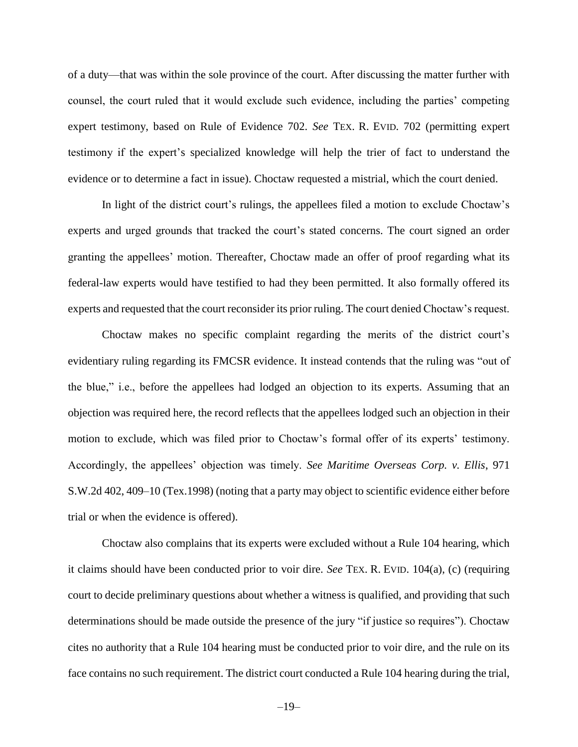of a duty—that was within the sole province of the court. After discussing the matter further with counsel, the court ruled that it would exclude such evidence, including the parties' competing expert testimony, based on Rule of Evidence 702. *See* TEX. R. EVID. 702 (permitting expert testimony if the expert's specialized knowledge will help the trier of fact to understand the evidence or to determine a fact in issue). Choctaw requested a mistrial, which the court denied.

In light of the district court's rulings, the appellees filed a motion to exclude Choctaw's experts and urged grounds that tracked the court's stated concerns. The court signed an order granting the appellees' motion. Thereafter, Choctaw made an offer of proof regarding what its federal-law experts would have testified to had they been permitted. It also formally offered its experts and requested that the court reconsider its prior ruling. The court denied Choctaw's request.

Choctaw makes no specific complaint regarding the merits of the district court's evidentiary ruling regarding its FMCSR evidence. It instead contends that the ruling was "out of the blue," i.e., before the appellees had lodged an objection to its experts. Assuming that an objection was required here, the record reflects that the appellees lodged such an objection in their motion to exclude, which was filed prior to Choctaw's formal offer of its experts' testimony. Accordingly, the appellees' objection was timely. *See Maritime Overseas Corp. v. Ellis*, 971 S.W.2d 402, 409–10 (Tex.1998) (noting that a party may object to scientific evidence either before trial or when the evidence is offered).

Choctaw also complains that its experts were excluded without a Rule 104 hearing, which it claims should have been conducted prior to voir dire. *See* TEX. R. EVID. 104(a), (c) (requiring court to decide preliminary questions about whether a witness is qualified, and providing that such determinations should be made outside the presence of the jury "if justice so requires"). Choctaw cites no authority that a Rule 104 hearing must be conducted prior to voir dire, and the rule on its face contains no such requirement. The district court conducted a Rule 104 hearing during the trial,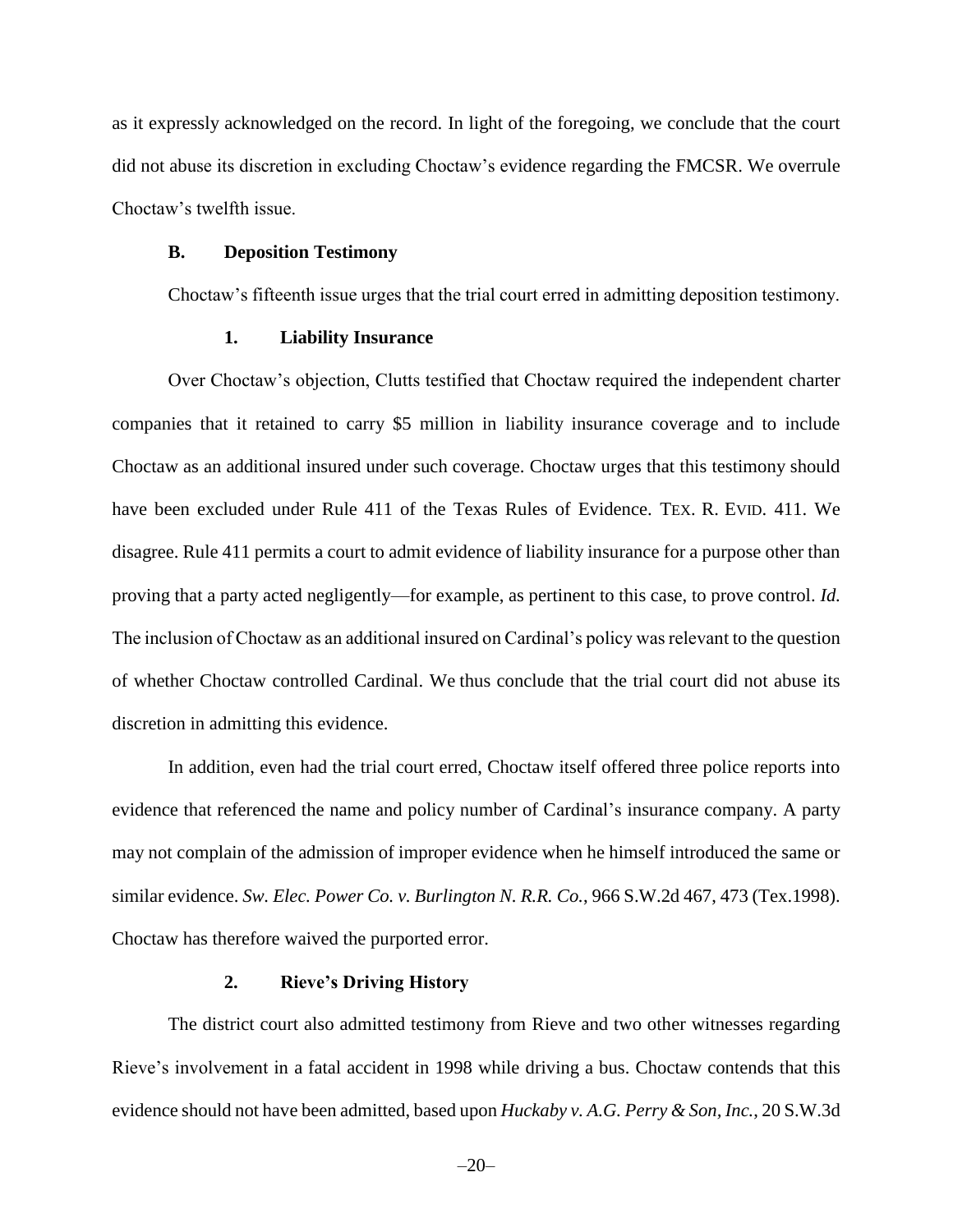as it expressly acknowledged on the record. In light of the foregoing, we conclude that the court did not abuse its discretion in excluding Choctaw's evidence regarding the FMCSR. We overrule Choctaw's twelfth issue.

### B. Deposition Testimony

Choctaw's fifteenth issue urges that the trial court erred in admitting deposition testimony.

#### 1. Liability Insurance

Over Choctaw's objection, Clutts testified that Choctaw required the independent charter companies that it retained to carry $5 million in liability insurance coverage and to include Choctaw as an additional insured under such coverage. Choctaw urges that this testimony should have been excluded under Rule 411 of the Texas Rules of Evidence. TEX. R. EVID. 411. We disagree. Rule 411 permits a court to admit evidence of liability insurance for a purpose other than proving that a party acted negligently—for example, as pertinent to this case, to prove control. *Id.* The inclusion of Choctaw as an additional insured on Cardinal's policy was relevant to the question of whether Choctaw controlled Cardinal. We thus conclude that the trial court did not abuse its discretion in admitting this evidence.

In addition, even had the trial court erred, Choctaw itself offered three police reports into evidence that referenced the name and policy number of Cardinal's insurance company. A party may not complain of the admission of improper evidence when he himself introduced the same or similar evidence. *Sw. Elec. Power Co. v. Burlington N. R.R. Co.*, 966 S.W.2d 467, 473 (Tex.1998). Choctaw has therefore waived the purported error.

#### 2. Rieve's Driving History

The district court also admitted testimony from Rieve and two other witnesses regarding Rieve's involvement in a fatal accident in 1998 while driving a bus. Choctaw contends that this evidence should not have been admitted, based upon *Huckaby v. A.G. Perry & Son, Inc.*, 20 S.W.3d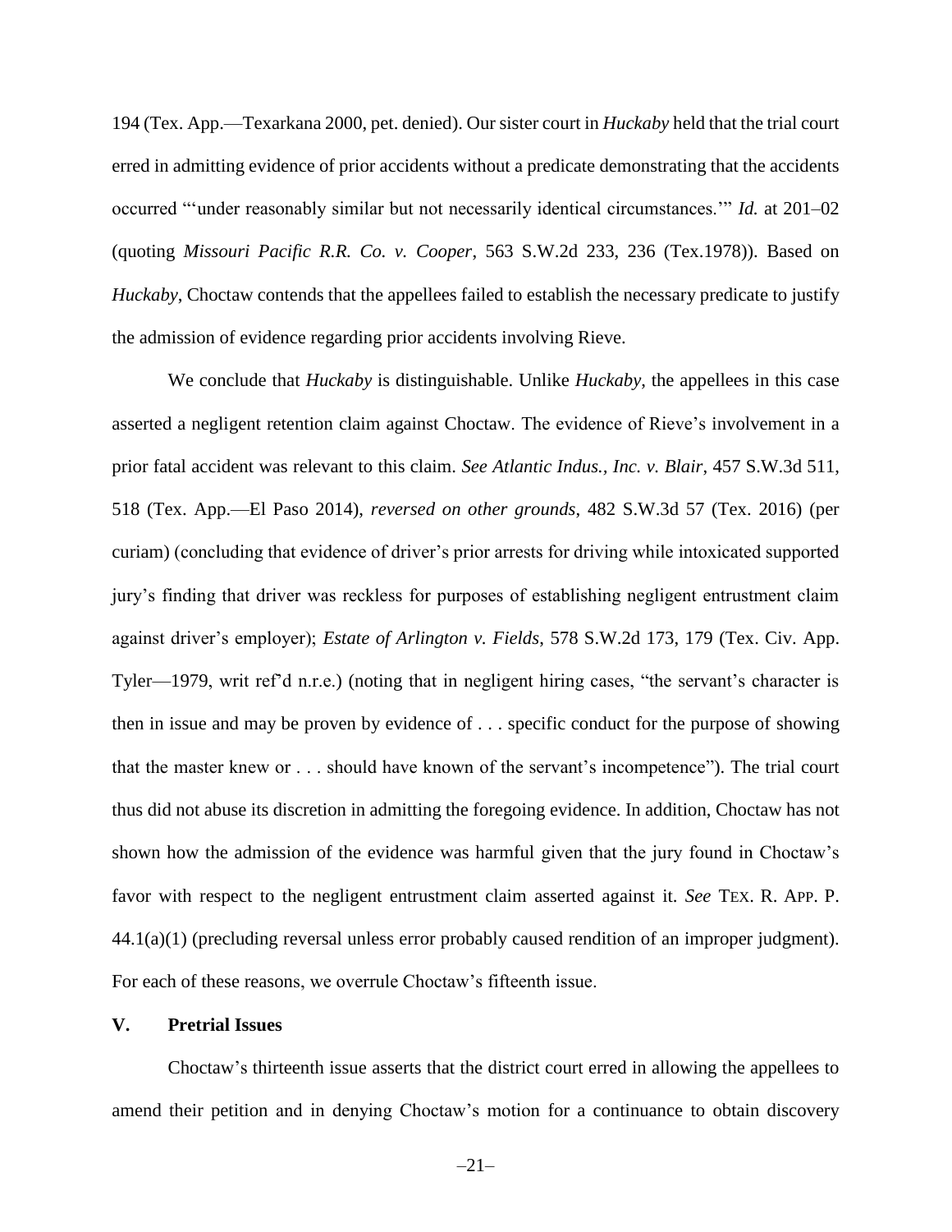194 (Tex. App.—Texarkana 2000, pet. denied). Our sister court in *Huckaby* held that the trial court erred in admitting evidence of prior accidents without a predicate demonstrating that the accidents occurred "'under reasonably similar but not necessarily identical circumstances.'" *Id.* at 201–02 (quoting *Missouri Pacific R.R. Co. v. Cooper*, 563 S.W.2d 233, 236 (Tex.1978)). Based on *Huckaby*, Choctaw contends that the appellees failed to establish the necessary predicate to justify the admission of evidence regarding prior accidents involving Rieve.

We conclude that *Huckaby* is distinguishable. Unlike *Huckaby*, the appellees in this case asserted a negligent retention claim against Choctaw. The evidence of Rieve's involvement in a prior fatal accident was relevant to this claim. *See Atlantic Indus., Inc. v. Blair*, 457 S.W.3d 511, 518 (Tex. App.—El Paso 2014), *reversed on other grounds*, 482 S.W.3d 57 (Tex. 2016) (per curiam) (concluding that evidence of driver's prior arrests for driving while intoxicated supported jury's finding that driver was reckless for purposes of establishing negligent entrustment claim against driver's employer); *Estate of Arlington v. Fields*, 578 S.W.2d 173, 179 (Tex. Civ. App. Tyler—1979, writ ref'd n.r.e.) (noting that in negligent hiring cases, "the servant's character is then in issue and may be proven by evidence of . . . specific conduct for the purpose of showing that the master knew or . . . should have known of the servant's incompetence"). The trial court thus did not abuse its discretion in admitting the foregoing evidence. In addition, Choctaw has not shown how the admission of the evidence was harmful given that the jury found in Choctaw's favor with respect to the negligent entrustment claim asserted against it. *See* TEX. R. APP. P. 44.1(a)(1) (precluding reversal unless error probably caused rendition of an improper judgment). For each of these reasons, we overrule Choctaw's fifteenth issue.

## V. Pretrial Issues

Choctaw's thirteenth issue asserts that the district court erred in allowing the appellees to amend their petition and in denying Choctaw's motion for a continuance to obtain discovery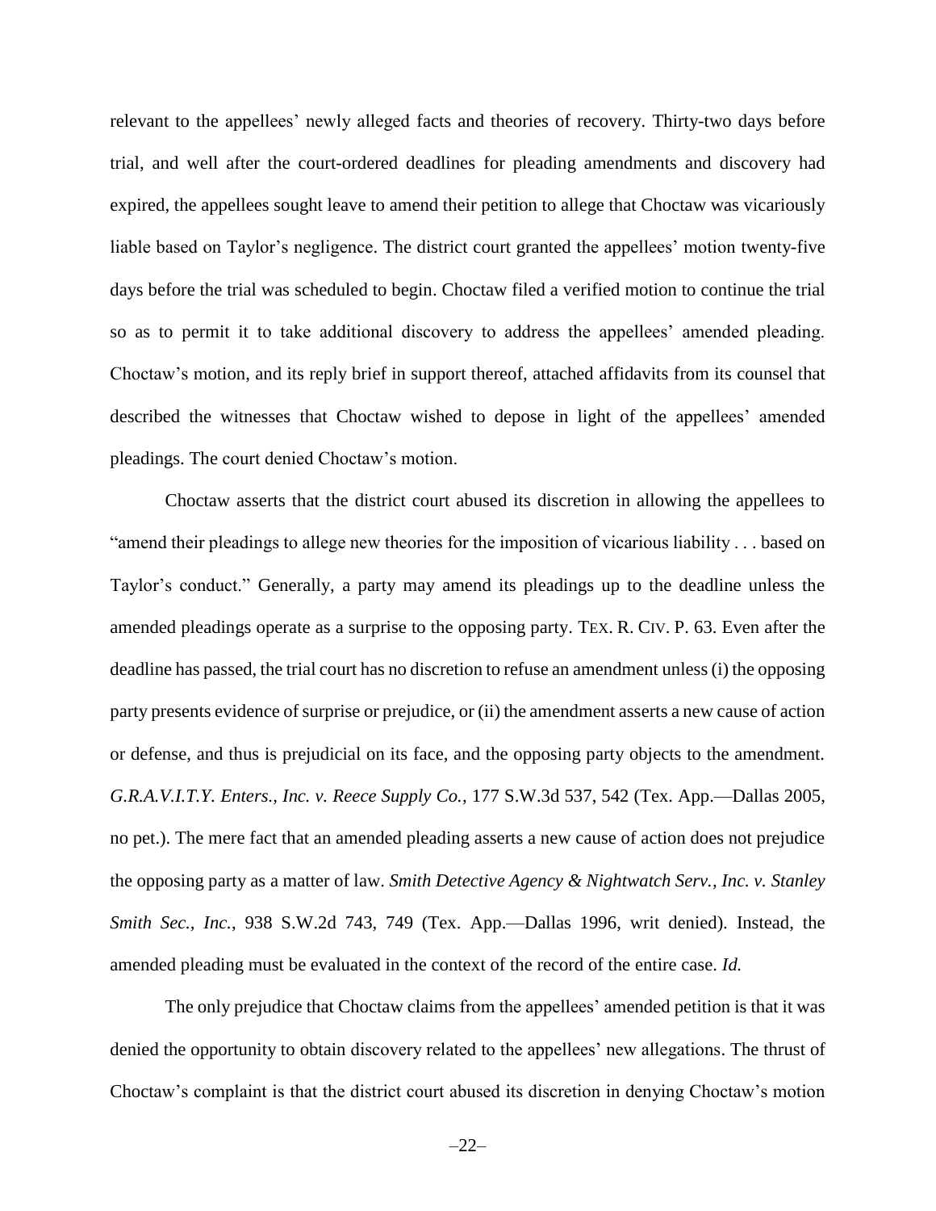relevant to the appellees' newly alleged facts and theories of recovery. Thirty-two days before trial, and well after the court-ordered deadlines for pleading amendments and discovery had expired, the appellees sought leave to amend their petition to allege that Choctaw was vicariously liable based on Taylor's negligence. The district court granted the appellees' motion twenty-five days before the trial was scheduled to begin. Choctaw filed a verified motion to continue the trial so as to permit it to take additional discovery to address the appellees' amended pleading. Choctaw's motion, and its reply brief in support thereof, attached affidavits from its counsel that described the witnesses that Choctaw wished to depose in light of the appellees' amended pleadings. The court denied Choctaw's motion.

Choctaw asserts that the district court abused its discretion in allowing the appellees to "amend their pleadings to allege new theories for the imposition of vicarious liability . . . based on Taylor's conduct." Generally, a party may amend its pleadings up to the deadline unless the amended pleadings operate as a surprise to the opposing party. TEX. R. CIV. P. 63. Even after the deadline has passed, the trial court has no discretion to refuse an amendment unless (i) the opposing party presents evidence of surprise or prejudice, or (ii) the amendment asserts a new cause of action or defense, and thus is prejudicial on its face, and the opposing party objects to the amendment. *G.R.A.V.I.T.Y. Enters., Inc. v. Reece Supply Co.*, 177 S.W.3d 537, 542 (Tex. App.—Dallas 2005, no pet.). The mere fact that an amended pleading asserts a new cause of action does not prejudice the opposing party as a matter of law. *Smith Detective Agency & Nightwatch Serv., Inc. v. Stanley Smith Sec., Inc.*, 938 S.W.2d 743, 749 (Tex. App.—Dallas 1996, writ denied). Instead, the amended pleading must be evaluated in the context of the record of the entire case. *Id.*

The only prejudice that Choctaw claims from the appellees' amended petition is that it was denied the opportunity to obtain discovery related to the appellees' new allegations. The thrust of Choctaw's complaint is that the district court abused its discretion in denying Choctaw's motion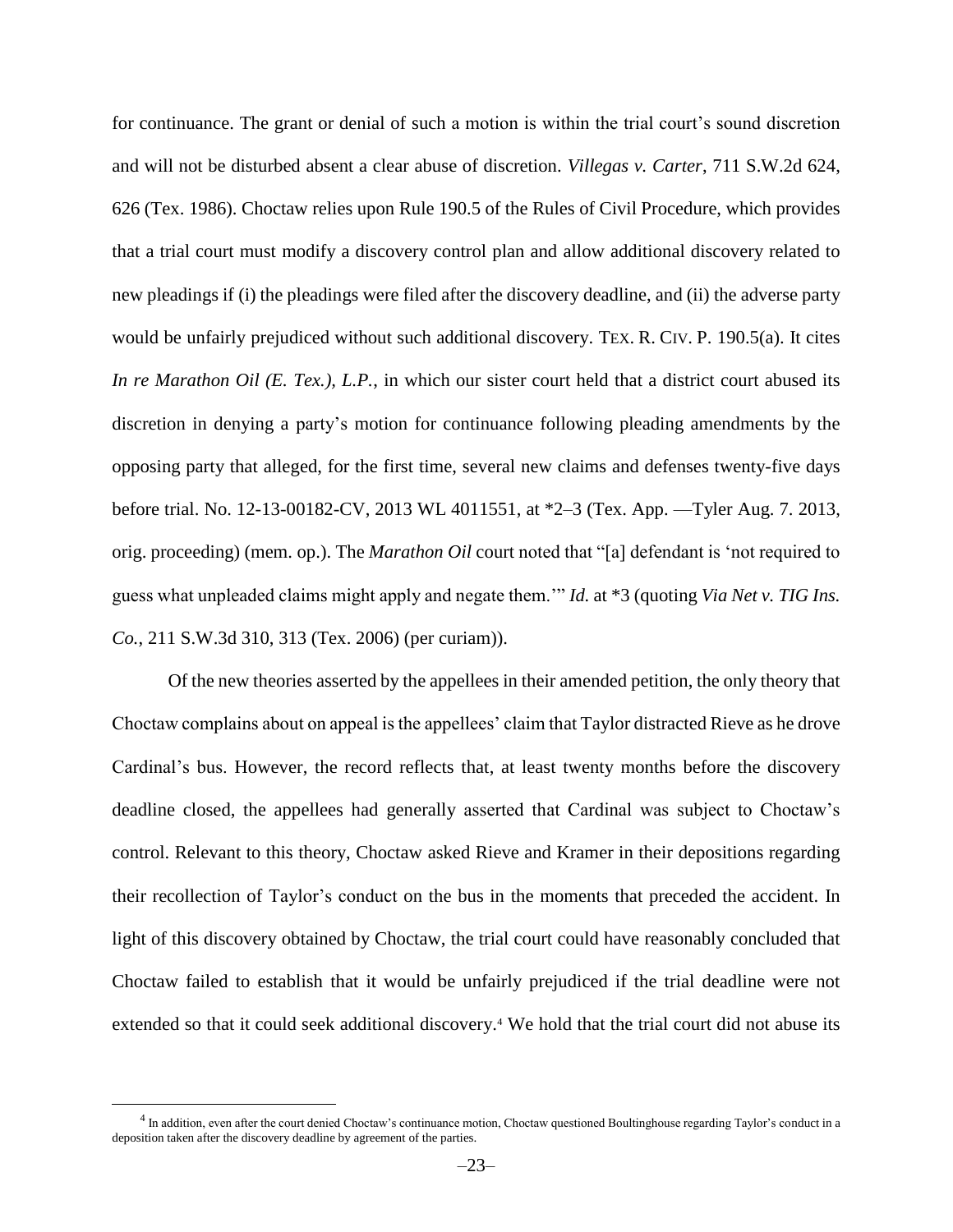for continuance. The grant or denial of such a motion is within the trial court's sound discretion and will not be disturbed absent a clear abuse of discretion. *Villegas v. Carter*, 711 S.W.2d 624, 626 (Tex. 1986). Choctaw relies upon Rule 190.5 of the Rules of Civil Procedure, which provides that a trial court must modify a discovery control plan and allow additional discovery related to new pleadings if (i) the pleadings were filed after the discovery deadline, and (ii) the adverse party would be unfairly prejudiced without such additional discovery. TEX. R. CIV. P. 190.5(a). It cites *In re Marathon Oil (E. Tex.), L.P.*, in which our sister court held that a district court abused its discretion in denying a party's motion for continuance following pleading amendments by the opposing party that alleged, for the first time, several new claims and defenses twenty-five days before trial. No. 12-13-00182-CV, 2013 WL 4011551, at *2–3 (Tex. App. —Tyler Aug. 7. 2013, orig. proceeding) (mem. op.). The *Marathon Oil* court noted that "[a] defendant is 'not required to guess what unpleaded claims might apply and negate them.'" *Id.* at *3 (quoting *Via Net v. TIG Ins. Co.*, 211 S.W.3d 310, 313 (Tex. 2006) (per curiam)).

Of the new theories asserted by the appellees in their amended petition, the only theory that Choctaw complains about on appeal is the appellees' claim that Taylor distracted Rieve as he drove Cardinal's bus. However, the record reflects that, at least twenty months before the discovery deadline closed, the appellees had generally asserted that Cardinal was subject to Choctaw's control. Relevant to this theory, Choctaw asked Rieve and Kramer in their depositions regarding their recollection of Taylor's conduct on the bus in the moments that preceded the accident. In light of this discovery obtained by Choctaw, the trial court could have reasonably concluded that Choctaw failed to establish that it would be unfairly prejudiced if the trial deadline were not extended so that it could seek additional discovery.[4] We hold that the trial court did not abuse its

---

[4] In addition, even after the court denied Choctaw's continuance motion, Choctaw questioned Boultinghouse regarding Taylor's conduct in a deposition taken after the discovery deadline by agreement of the parties.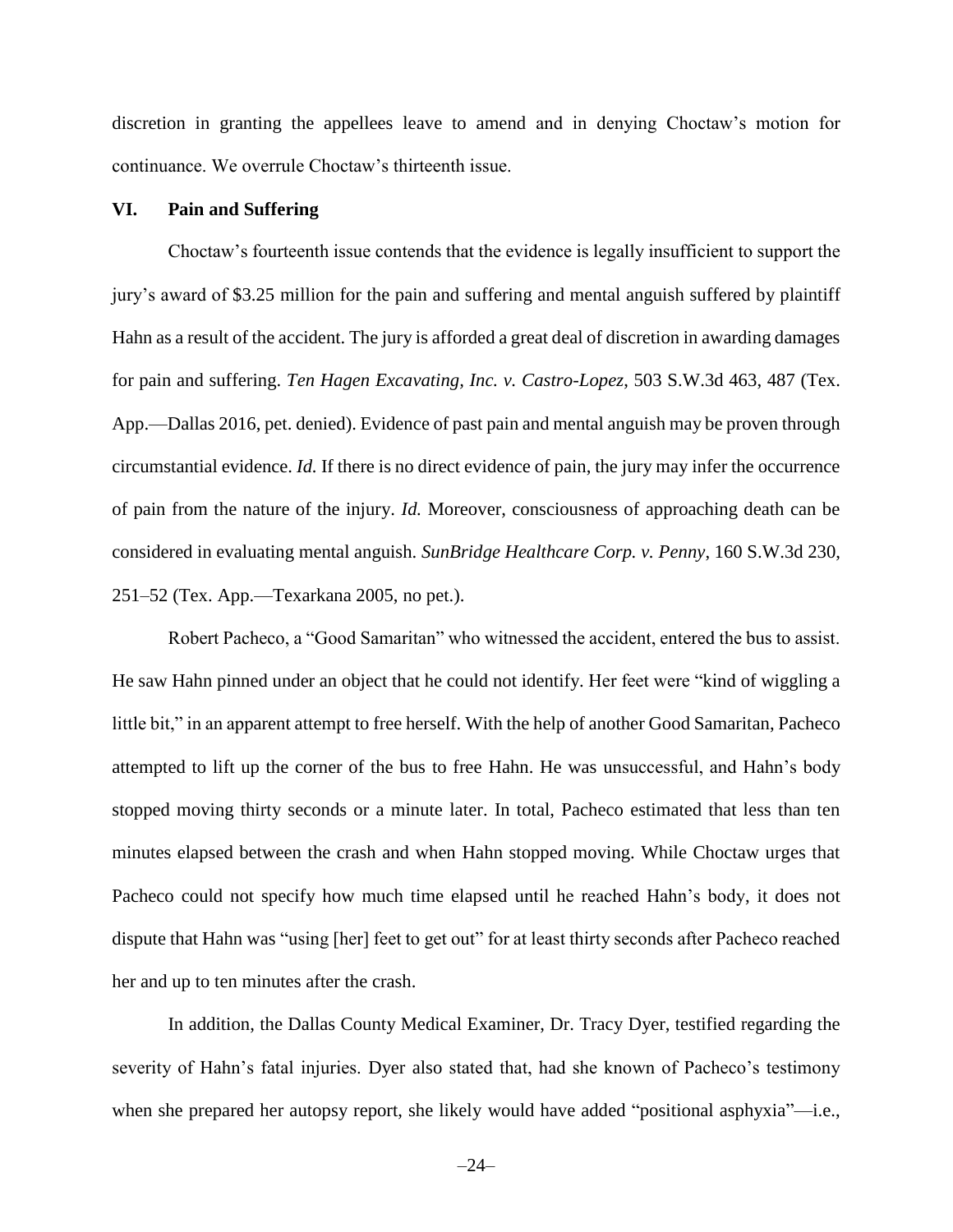discretion in granting the appellees leave to amend and in denying Choctaw's motion for continuance. We overrule Choctaw's thirteenth issue.

## VI. Pain and Suffering

Choctaw's fourteenth issue contends that the evidence is legally insufficient to support the jury's award of $3.25 million for the pain and suffering and mental anguish suffered by plaintiff Hahn as a result of the accident. The jury is afforded a great deal of discretion in awarding damages for pain and suffering. *Ten Hagen Excavating, Inc. v. Castro-Lopez*, 503 S.W.3d 463, 487 (Tex. App.—Dallas 2016, pet. denied). Evidence of past pain and mental anguish may be proven through circumstantial evidence. *Id.* If there is no direct evidence of pain, the jury may infer the occurrence of pain from the nature of the injury. *Id.* Moreover, consciousness of approaching death can be considered in evaluating mental anguish. *SunBridge Healthcare Corp. v. Penny*, 160 S.W.3d 230, 251–52 (Tex. App.—Texarkana 2005, no pet.).

Robert Pacheco, a "Good Samaritan" who witnessed the accident, entered the bus to assist. He saw Hahn pinned under an object that he could not identify. Her feet were "kind of wiggling a little bit," in an apparent attempt to free herself. With the help of another Good Samaritan, Pacheco attempted to lift up the corner of the bus to free Hahn. He was unsuccessful, and Hahn's body stopped moving thirty seconds or a minute later. In total, Pacheco estimated that less than ten minutes elapsed between the crash and when Hahn stopped moving. While Choctaw urges that Pacheco could not specify how much time elapsed until he reached Hahn's body, it does not dispute that Hahn was "using [her] feet to get out" for at least thirty seconds after Pacheco reached her and up to ten minutes after the crash.

In addition, the Dallas County Medical Examiner, Dr. Tracy Dyer, testified regarding the severity of Hahn's fatal injuries. Dyer also stated that, had she known of Pacheco's testimony when she prepared her autopsy report, she likely would have added "positional asphyxia"—i.e.,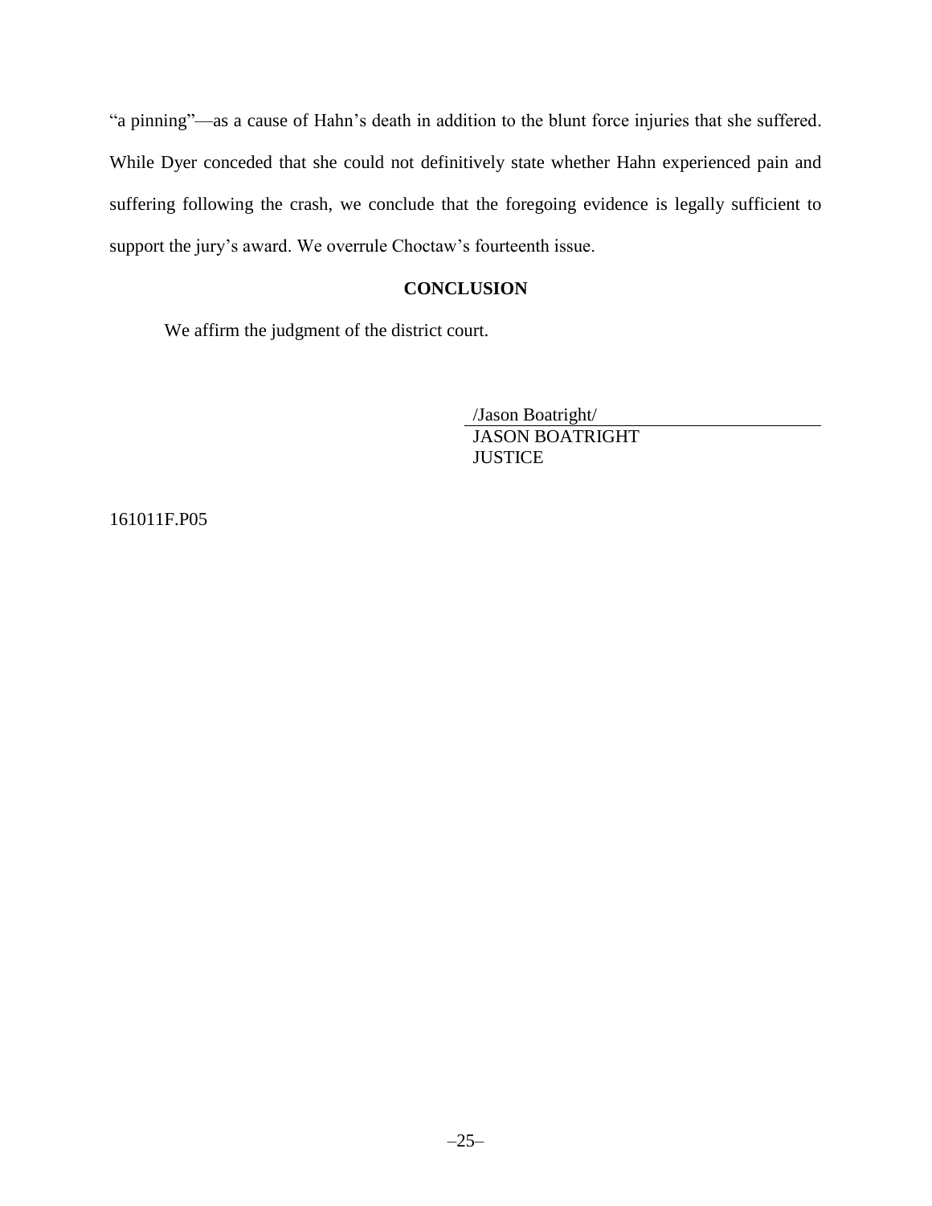"a pinning"—as a cause of Hahn's death in addition to the blunt force injuries that she suffered. While Dyer conceded that she could not definitively state whether Hahn experienced pain and suffering following the crash, we conclude that the foregoing evidence is legally sufficient to support the jury's award. We overrule Choctaw's fourteenth issue.

## CONCLUSION

We affirm the judgment of the district court.

/Jason Boatright/
JASON BOATRIGHT
JUSTICE

161011F.P05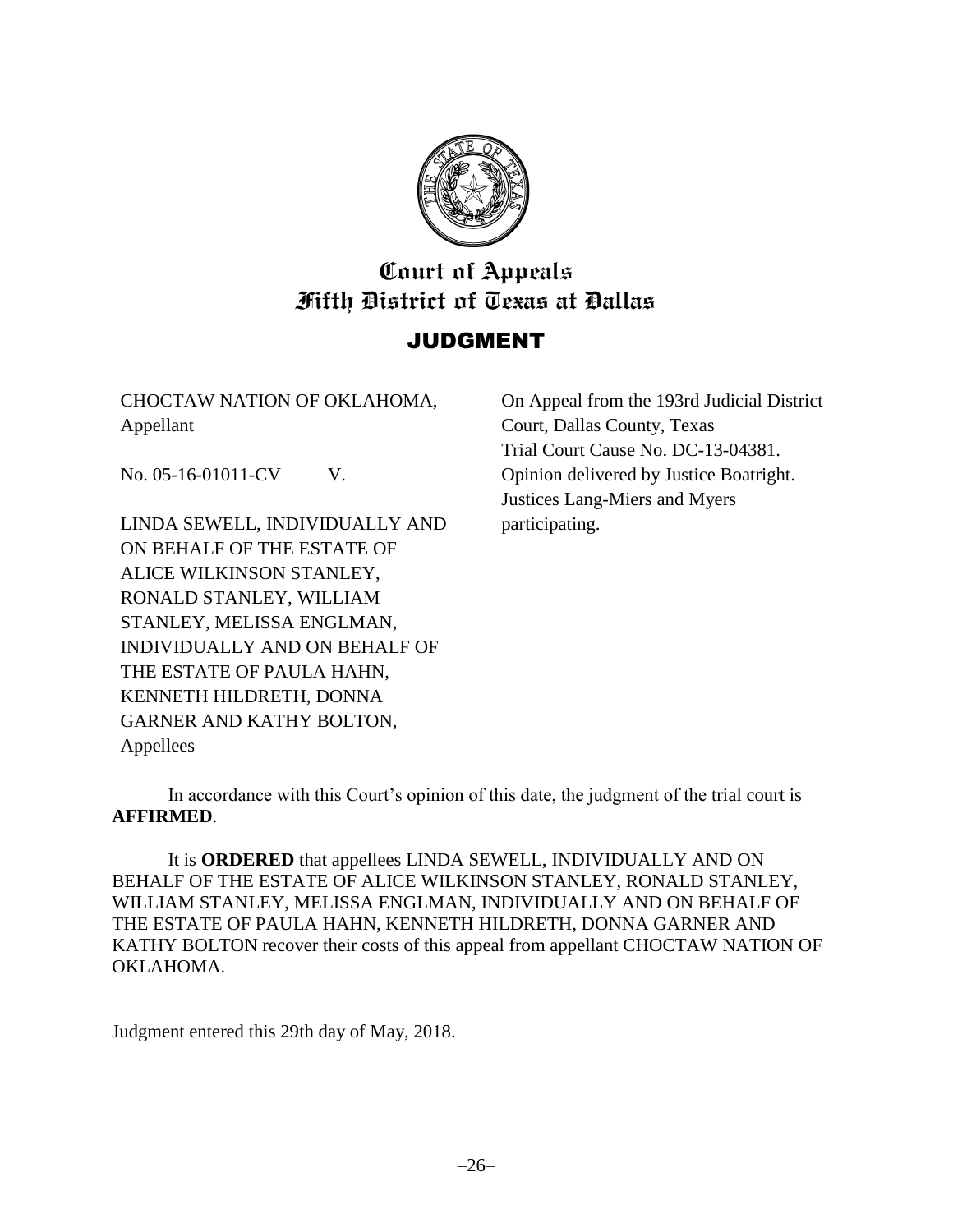# Court of Appeals
## Fifth District of Texas at Dallas

## JUDGMENT

CHOCTAW NATION OF OKLAHOMA, Appellant

No. 05-16-01011-CV V.

LINDA SEWELL, INDIVIDUALLY AND ON BEHALF OF THE ESTATE OF ALICE WILKINSON STANLEY, RONALD STANLEY, WILLIAM STANLEY, MELISSA ENGLMAN, INDIVIDUALLY AND ON BEHALF OF THE ESTATE OF PAULA HAHN, KENNETH HILDRETH, DONNA GARNER AND KATHY BOLTON, Appellees

On Appeal from the 193rd Judicial District Court, Dallas County, Texas
Trial Court Cause No. DC-13-04381.
Opinion delivered by Justice Boatright. Justices Lang-Miers and Myers participating.

In accordance with this Court's opinion of this date, the judgment of the trial court is **AFFIRMED**.

It is **ORDERED** that appellees LINDA SEWELL, INDIVIDUALLY AND ON BEHALF OF THE ESTATE OF ALICE WILKINSON STANLEY, RONALD STANLEY, WILLIAM STANLEY, MELISSA ENGLMAN, INDIVIDUALLY AND ON BEHALF OF THE ESTATE OF PAULA HAHN, KENNETH HILDRETH, DONNA GARNER AND KATHY BOLTON recover their costs of this appeal from appellant CHOCTAW NATION OF OKLAHOMA.

Judgment entered this 29th day of May, 2018.